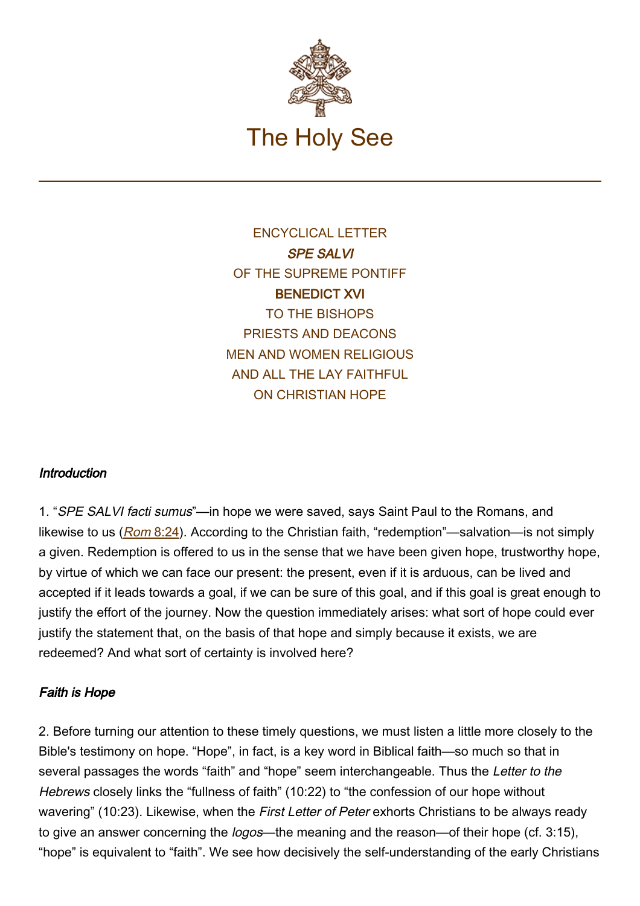The Holy See

ENCYCLICAL LETTER
*SPE SALVI*
OF THE SUPREME PONTIFF
**BENEDICT XVI**
TO THE BISHOPS
PRIESTS AND DEACONS
MEN AND WOMEN RELIGIOUS
AND ALL THE LAY FAITHFUL
ON CHRISTIAN HOPE

### *Introduction*

1. "*SPE SALVI facti sumus*"—in hope we were saved, says Saint Paul to the Romans, and likewise to us (*Rom* 8:24). According to the Christian faith, "redemption"—salvation—is not simply a given. Redemption is offered to us in the sense that we have been given hope, trustworthy hope, by virtue of which we can face our present: the present, even if it is arduous, can be lived and accepted if it leads towards a goal, if we can be sure of this goal, and if this goal is great enough to justify the effort of the journey. Now the question immediately arises: what sort of hope could ever justify the statement that, on the basis of that hope and simply because it exists, we are redeemed? And what sort of certainty is involved here?

### *Faith is Hope*

2. Before turning our attention to these timely questions, we must listen a little more closely to the Bible's testimony on hope. "Hope", in fact, is a key word in Biblical faith—so much so that in several passages the words "faith" and "hope" seem interchangeable. Thus the *Letter to the Hebrews* closely links the "fullness of faith" (10:22) to "the confession of our hope without wavering" (10:23). Likewise, when the *First Letter of Peter* exhorts Christians to be always ready to give an answer concerning the *logos*—the meaning and the reason—of their hope (cf. 3:15), "hope" is equivalent to "faith". We see how decisively the self-understanding of the early Christians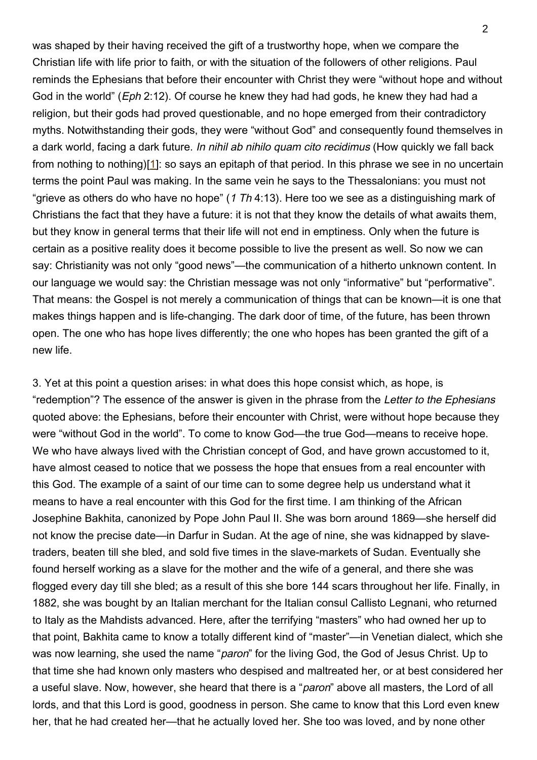was shaped by their having received the gift of a trustworthy hope, when we compare the Christian life with life prior to faith, or with the situation of the followers of other religions. Paul reminds the Ephesians that before their encounter with Christ they were "without hope and without God in the world" (*Eph* 2:12). Of course he knew they had had gods, he knew they had had a religion, but their gods had proved questionable, and no hope emerged from their contradictory myths. Notwithstanding their gods, they were "without God" and consequently found themselves in a dark world, facing a dark future. *In nihil ab nihilo quam cito recidimus* (How quickly we fall back from nothing to nothing)[1]: so says an epitaph of that period. In this phrase we see in no uncertain terms the point Paul was making. In the same vein he says to the Thessalonians: you must not "grieve as others do who have no hope" (*1 Th* 4:13). Here too we see as a distinguishing mark of Christians the fact that they have a future: it is not that they know the details of what awaits them, but they know in general terms that their life will not end in emptiness. Only when the future is certain as a positive reality does it become possible to live the present as well. So now we can say: Christianity was not only "good news"—the communication of a hitherto unknown content. In our language we would say: the Christian message was not only "informative" but "performative". That means: the Gospel is not merely a communication of things that can be known—it is one that makes things happen and is life-changing. The dark door of time, of the future, has been thrown open. The one who has hope lives differently; the one who hopes has been granted the gift of a new life.

3. Yet at this point a question arises: in what does this hope consist which, as hope, is "redemption"? The essence of the answer is given in the phrase from the *Letter to the Ephesians* quoted above: the Ephesians, before their encounter with Christ, were without hope because they were "without God in the world". To come to know God—the true God—means to receive hope. We who have always lived with the Christian concept of God, and have grown accustomed to it, have almost ceased to notice that we possess the hope that ensues from a real encounter with this God. The example of a saint of our time can to some degree help us understand what it means to have a real encounter with this God for the first time. I am thinking of the African Josephine Bakhita, canonized by Pope John Paul II. She was born around 1869—she herself did not know the precise date—in Darfur in Sudan. At the age of nine, she was kidnapped by slave-traders, beaten till she bled, and sold five times in the slave-markets of Sudan. Eventually she found herself working as a slave for the mother and the wife of a general, and there she was flogged every day till she bled; as a result of this she bore 144 scars throughout her life. Finally, in 1882, she was bought by an Italian merchant for the Italian consul Callisto Legnani, who returned to Italy as the Mahdists advanced. Here, after the terrifying "masters" who had owned her up to that point, Bakhita came to know a totally different kind of "master"—in Venetian dialect, which she was now learning, she used the name "*paron*" for the living God, the God of Jesus Christ. Up to that time she had known only masters who despised and maltreated her, or at best considered her a useful slave. Now, however, she heard that there is a "*paron*" above all masters, the Lord of all lords, and that this Lord is good, goodness in person. She came to know that this Lord even knew her, that he had created her—that he actually loved her. She too was loved, and by none other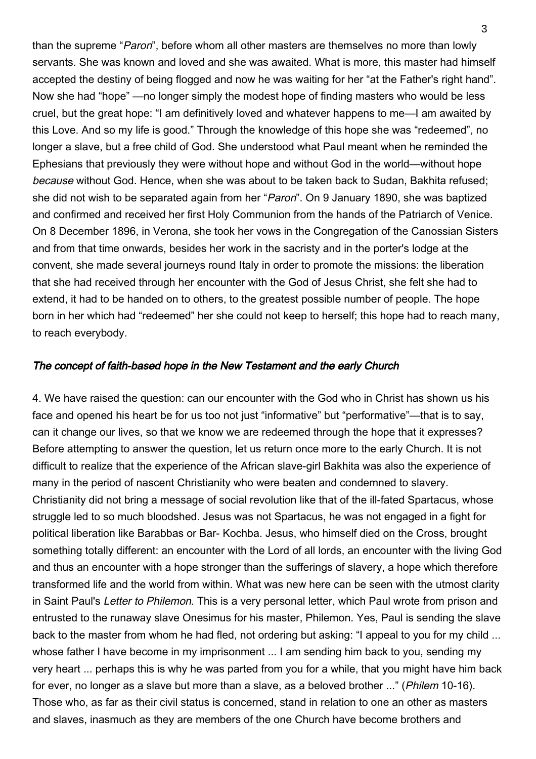than the supreme "*Paron*", before whom all other masters are themselves no more than lowly servants. She was known and loved and she was awaited. What is more, this master had himself accepted the destiny of being flogged and now he was waiting for her "at the Father's right hand". Now she had "hope" —no longer simply the modest hope of finding masters who would be less cruel, but the great hope: "I am definitively loved and whatever happens to me—I am awaited by this Love. And so my life is good." Through the knowledge of this hope she was "redeemed", no longer a slave, but a free child of God. She understood what Paul meant when he reminded the Ephesians that previously they were without hope and without God in the world—without hope *because* without God. Hence, when she was about to be taken back to Sudan, Bakhita refused; she did not wish to be separated again from her "*Paron*". On 9 January 1890, she was baptized and confirmed and received her first Holy Communion from the hands of the Patriarch of Venice. On 8 December 1896, in Verona, she took her vows in the Congregation of the Canossian Sisters and from that time onwards, besides her work in the sacristy and in the porter's lodge at the convent, she made several journeys round Italy in order to promote the missions: the liberation that she had received through her encounter with the God of Jesus Christ, she felt she had to extend, it had to be handed on to others, to the greatest possible number of people. The hope born in her which had "redeemed" her she could not keep to herself; this hope had to reach many, to reach everybody.

### *The concept of faith-based hope in the New Testament and the early Church*

4. We have raised the question: can our encounter with the God who in Christ has shown us his face and opened his heart be for us too not just "informative" but "performative"—that is to say, can it change our lives, so that we know we are redeemed through the hope that it expresses? Before attempting to answer the question, let us return once more to the early Church. It is not difficult to realize that the experience of the African slave-girl Bakhita was also the experience of many in the period of nascent Christianity who were beaten and condemned to slavery. Christianity did not bring a message of social revolution like that of the ill-fated Spartacus, whose struggle led to so much bloodshed. Jesus was not Spartacus, he was not engaged in a fight for political liberation like Barabbas or Bar- Kochba. Jesus, who himself died on the Cross, brought something totally different: an encounter with the Lord of all lords, an encounter with the living God and thus an encounter with a hope stronger than the sufferings of slavery, a hope which therefore transformed life and the world from within. What was new here can be seen with the utmost clarity in Saint Paul's *Letter to Philemon*. This is a very personal letter, which Paul wrote from prison and entrusted to the runaway slave Onesimus for his master, Philemon. Yes, Paul is sending the slave back to the master from whom he had fled, not ordering but asking: "I appeal to you for my child ... whose father I have become in my imprisonment ... I am sending him back to you, sending my very heart ... perhaps this is why he was parted from you for a while, that you might have him back for ever, no longer as a slave but more than a slave, as a beloved brother ..." (*Philem* 10-16). Those who, as far as their civil status is concerned, stand in relation to one an other as masters and slaves, inasmuch as they are members of the one Church have become brothers and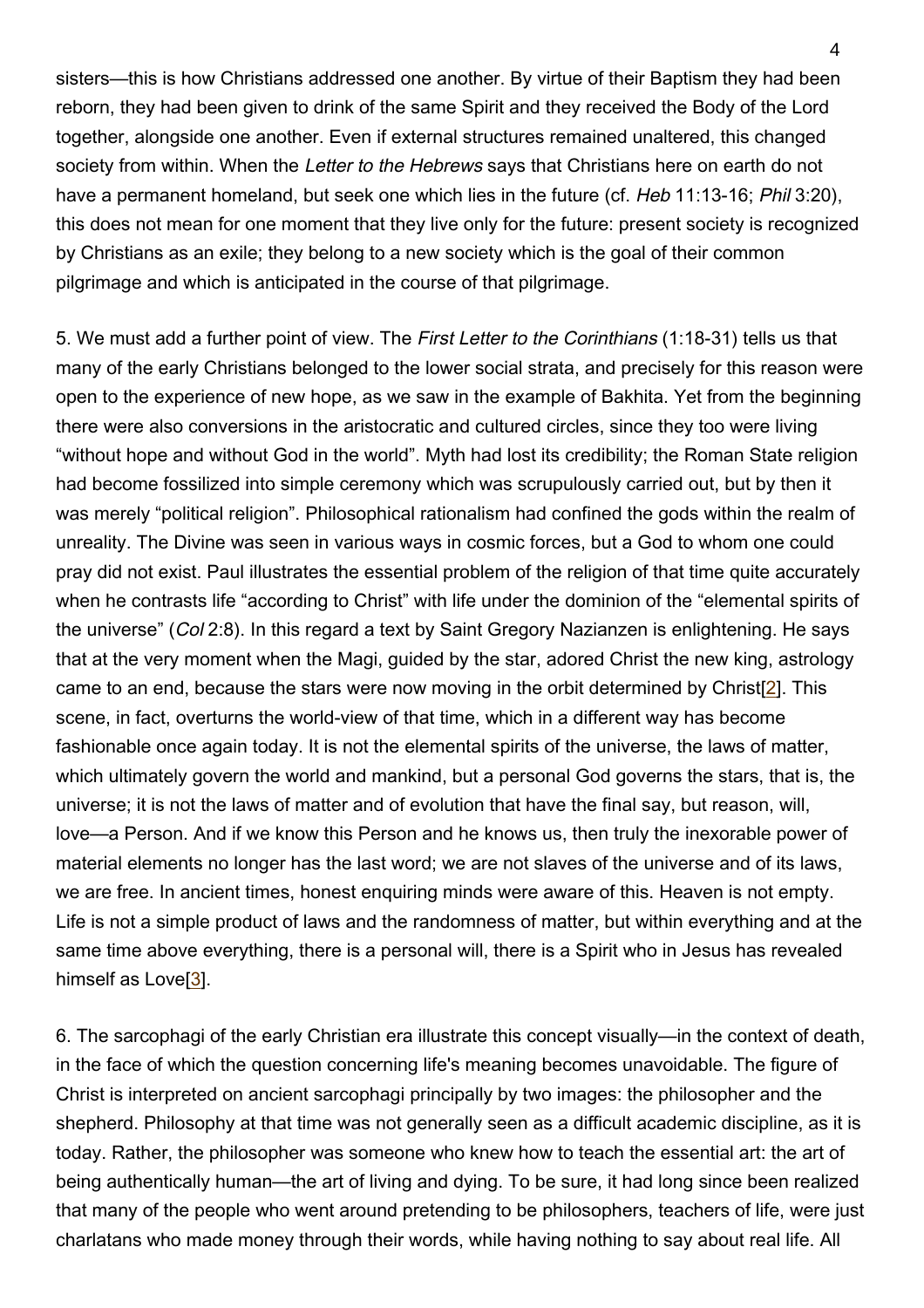sisters—this is how Christians addressed one another. By virtue of their Baptism they had been reborn, they had been given to drink of the same Spirit and they received the Body of the Lord together, alongside one another. Even if external structures remained unaltered, this changed society from within. When the *Letter to the Hebrews* says that Christians here on earth do not have a permanent homeland, but seek one which lies in the future (cf. *Heb* 11:13-16; *Phil* 3:20), this does not mean for one moment that they live only for the future: present society is recognized by Christians as an exile; they belong to a new society which is the goal of their common pilgrimage and which is anticipated in the course of that pilgrimage.

5. We must add a further point of view. The *First Letter to the Corinthians* (1:18-31) tells us that many of the early Christians belonged to the lower social strata, and precisely for this reason were open to the experience of new hope, as we saw in the example of Bakhita. Yet from the beginning there were also conversions in the aristocratic and cultured circles, since they too were living "without hope and without God in the world". Myth had lost its credibility; the Roman State religion had become fossilized into simple ceremony which was scrupulously carried out, but by then it was merely "political religion". Philosophical rationalism had confined the gods within the realm of unreality. The Divine was seen in various ways in cosmic forces, but a God to whom one could pray did not exist. Paul illustrates the essential problem of the religion of that time quite accurately when he contrasts life "according to Christ" with life under the dominion of the "elemental spirits of the universe" (*Col* 2:8). In this regard a text by Saint Gregory Nazianzen is enlightening. He says that at the very moment when the Magi, guided by the star, adored Christ the new king, astrology came to an end, because the stars were now moving in the orbit determined by Christ[2]. This scene, in fact, overturns the world-view of that time, which in a different way has become fashionable once again today. It is not the elemental spirits of the universe, the laws of matter, which ultimately govern the world and mankind, but a personal God governs the stars, that is, the universe; it is not the laws of matter and of evolution that have the final say, but reason, will, love—a Person. And if we know this Person and he knows us, then truly the inexorable power of material elements no longer has the last word; we are not slaves of the universe and of its laws, we are free. In ancient times, honest enquiring minds were aware of this. Heaven is not empty. Life is not a simple product of laws and the randomness of matter, but within everything and at the same time above everything, there is a personal will, there is a Spirit who in Jesus has revealed himself as Love[3].

6. The sarcophagi of the early Christian era illustrate this concept visually—in the context of death, in the face of which the question concerning life's meaning becomes unavoidable. The figure of Christ is interpreted on ancient sarcophagi principally by two images: the philosopher and the shepherd. Philosophy at that time was not generally seen as a difficult academic discipline, as it is today. Rather, the philosopher was someone who knew how to teach the essential art: the art of being authentically human—the art of living and dying. To be sure, it had long since been realized that many of the people who went around pretending to be philosophers, teachers of life, were just charlatans who made money through their words, while having nothing to say about real life. All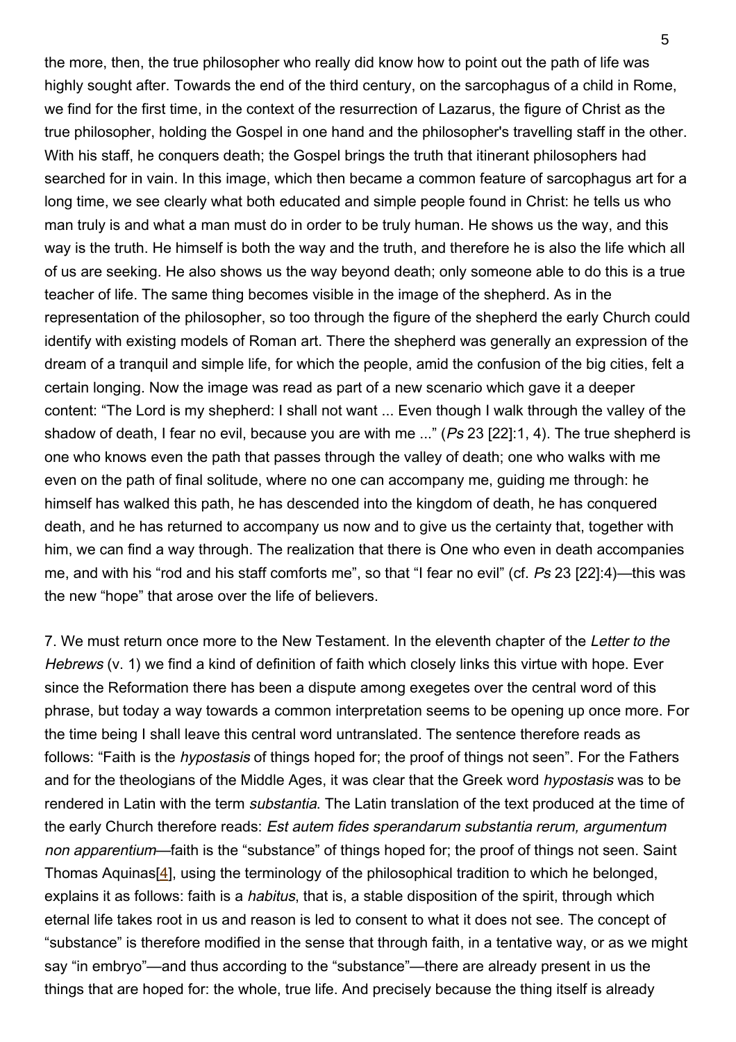the more, then, the true philosopher who really did know how to point out the path of life was highly sought after. Towards the end of the third century, on the sarcophagus of a child in Rome, we find for the first time, in the context of the resurrection of Lazarus, the figure of Christ as the true philosopher, holding the Gospel in one hand and the philosopher's travelling staff in the other. With his staff, he conquers death; the Gospel brings the truth that itinerant philosophers had searched for in vain. In this image, which then became a common feature of sarcophagus art for a long time, we see clearly what both educated and simple people found in Christ: he tells us who man truly is and what a man must do in order to be truly human. He shows us the way, and this way is the truth. He himself is both the way and the truth, and therefore he is also the life which all of us are seeking. He also shows us the way beyond death; only someone able to do this is a true teacher of life. The same thing becomes visible in the image of the shepherd. As in the representation of the philosopher, so too through the figure of the shepherd the early Church could identify with existing models of Roman art. There the shepherd was generally an expression of the dream of a tranquil and simple life, for which the people, amid the confusion of the big cities, felt a certain longing. Now the image was read as part of a new scenario which gave it a deeper content: "The Lord is my shepherd: I shall not want ... Even though I walk through the valley of the shadow of death, I fear no evil, because you are with me ..." (*Ps* 23 [22]:1, 4). The true shepherd is one who knows even the path that passes through the valley of death; one who walks with me even on the path of final solitude, where no one can accompany me, guiding me through: he himself has walked this path, he has descended into the kingdom of death, he has conquered death, and he has returned to accompany us now and to give us the certainty that, together with him, we can find a way through. The realization that there is One who even in death accompanies me, and with his "rod and his staff comforts me", so that "I fear no evil" (cf. *Ps* 23 [22]:4)—this was the new "hope" that arose over the life of believers.

7. We must return once more to the New Testament. In the eleventh chapter of the *Letter to the Hebrews* (v. 1) we find a kind of definition of faith which closely links this virtue with hope. Ever since the Reformation there has been a dispute among exegetes over the central word of this phrase, but today a way towards a common interpretation seems to be opening up once more. For the time being I shall leave this central word untranslated. The sentence therefore reads as follows: "Faith is the *hypostasis* of things hoped for; the proof of things not seen". For the Fathers and for the theologians of the Middle Ages, it was clear that the Greek word *hypostasis* was to be rendered in Latin with the term *substantia*. The Latin translation of the text produced at the time of the early Church therefore reads: *Est autem fides sperandarum substantia rerum, argumentum non apparentium*—faith is the "substance" of things hoped for; the proof of things not seen. Saint Thomas Aquinas[4], using the terminology of the philosophical tradition to which he belonged, explains it as follows: faith is a *habitus*, that is, a stable disposition of the spirit, through which eternal life takes root in us and reason is led to consent to what it does not see. The concept of "substance" is therefore modified in the sense that through faith, in a tentative way, or as we might say "in embryo"—and thus according to the "substance"—there are already present in us the things that are hoped for: the whole, true life. And precisely because the thing itself is already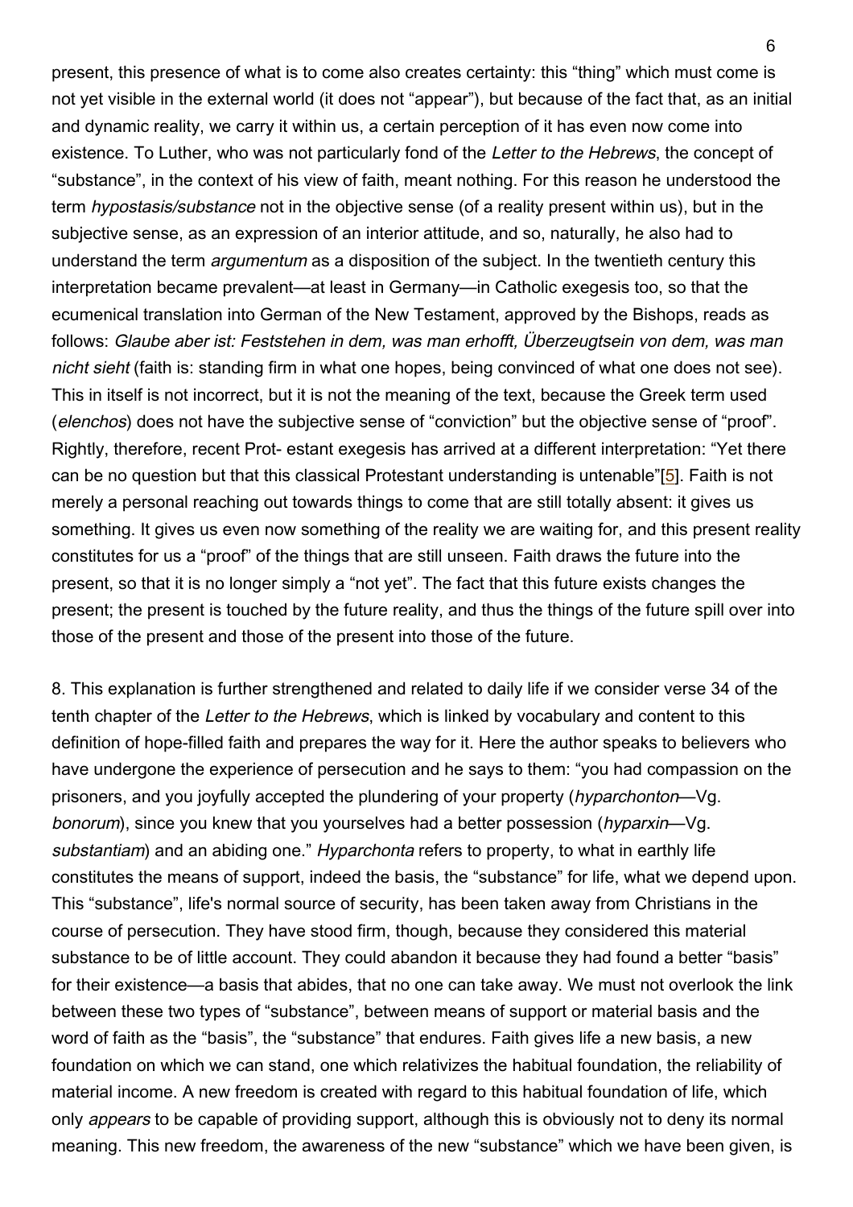present, this presence of what is to come also creates certainty: this "thing" which must come is not yet visible in the external world (it does not "appear"), but because of the fact that, as an initial and dynamic reality, we carry it within us, a certain perception of it has even now come into existence. To Luther, who was not particularly fond of the *Letter to the Hebrews*, the concept of "substance", in the context of his view of faith, meant nothing. For this reason he understood the term *hypostasis/substance* not in the objective sense (of a reality present within us), but in the subjective sense, as an expression of an interior attitude, and so, naturally, he also had to understand the term *argumentum* as a disposition of the subject. In the twentieth century this interpretation became prevalent—at least in Germany—in Catholic exegesis too, so that the ecumenical translation into German of the New Testament, approved by the Bishops, reads as follows: *Glaube aber ist: Feststehen in dem, was man erhofft, Überzeugtsein von dem, was man nicht sieht* (faith is: standing firm in what one hopes, being convinced of what one does not see). This in itself is not incorrect, but it is not the meaning of the text, because the Greek term used (*elenchos*) does not have the subjective sense of "conviction" but the objective sense of "proof". Rightly, therefore, recent Prot- estant exegesis has arrived at a different interpretation: "Yet there can be no question but that this classical Protestant understanding is untenable"[5]. Faith is not merely a personal reaching out towards things to come that are still totally absent: it gives us something. It gives us even now something of the reality we are waiting for, and this present reality constitutes for us a "proof" of the things that are still unseen. Faith draws the future into the present, so that it is no longer simply a "not yet". The fact that this future exists changes the present; the present is touched by the future reality, and thus the things of the future spill over into those of the present and those of the present into those of the future.

8. This explanation is further strengthened and related to daily life if we consider verse 34 of the tenth chapter of the *Letter to the Hebrews*, which is linked by vocabulary and content to this definition of hope-filled faith and prepares the way for it. Here the author speaks to believers who have undergone the experience of persecution and he says to them: "you had compassion on the prisoners, and you joyfully accepted the plundering of your property (*hyparchonton*—Vg. *bonorum*), since you knew that you yourselves had a better possession (*hyparxin*—Vg. *substantiam*) and an abiding one." *Hyparchonta* refers to property, to what in earthly life constitutes the means of support, indeed the basis, the "substance" for life, what we depend upon. This "substance", life's normal source of security, has been taken away from Christians in the course of persecution. They have stood firm, though, because they considered this material substance to be of little account. They could abandon it because they had found a better "basis" for their existence—a basis that abides, that no one can take away. We must not overlook the link between these two types of "substance", between means of support or material basis and the word of faith as the "basis", the "substance" that endures. Faith gives life a new basis, a new foundation on which we can stand, one which relativizes the habitual foundation, the reliability of material income. A new freedom is created with regard to this habitual foundation of life, which only *appears* to be capable of providing support, although this is obviously not to deny its normal meaning. This new freedom, the awareness of the new "substance" which we have been given, is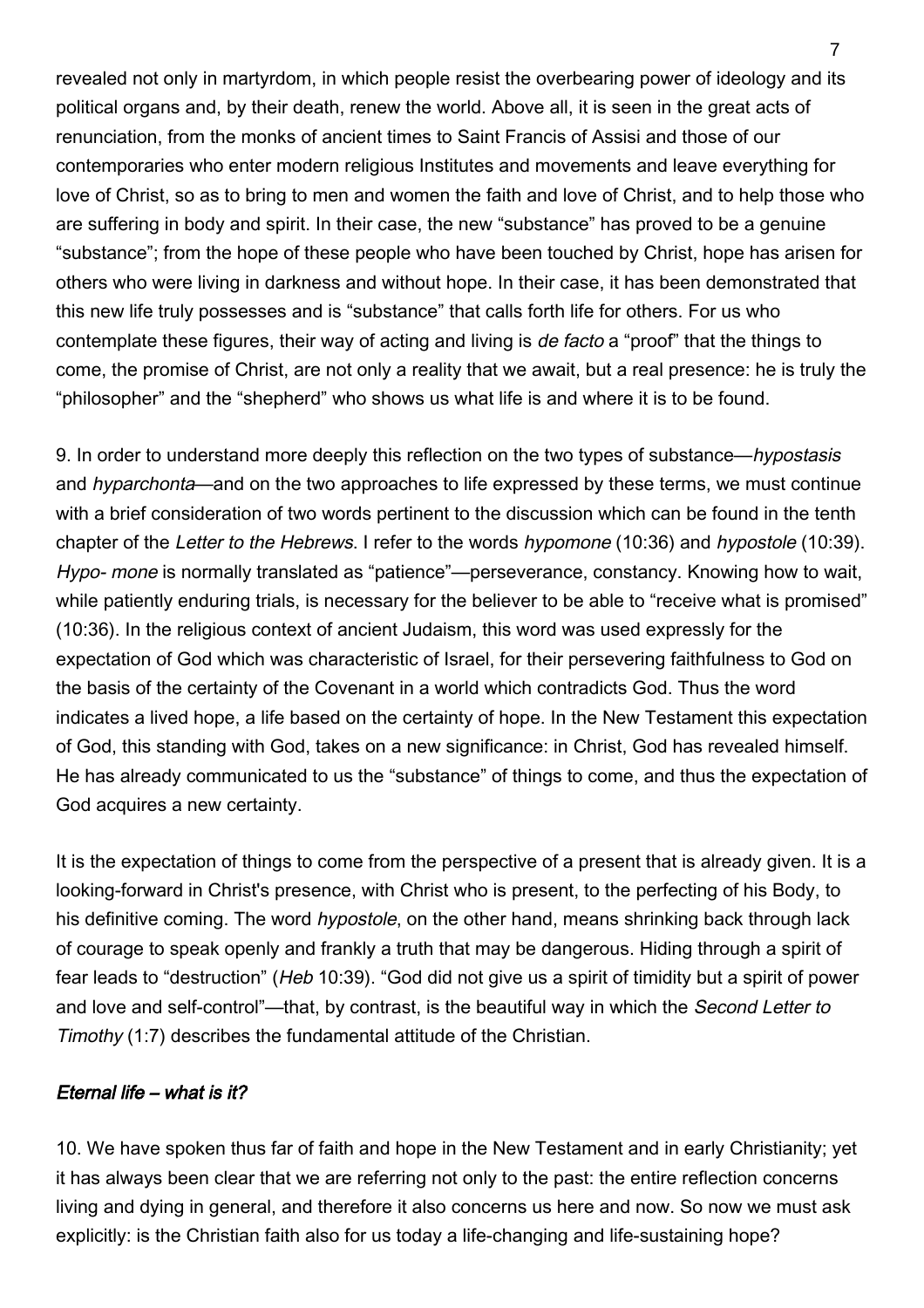revealed not only in martyrdom, in which people resist the overbearing power of ideology and its political organs and, by their death, renew the world. Above all, it is seen in the great acts of renunciation, from the monks of ancient times to Saint Francis of Assisi and those of our contemporaries who enter modern religious Institutes and movements and leave everything for love of Christ, so as to bring to men and women the faith and love of Christ, and to help those who are suffering in body and spirit. In their case, the new "substance" has proved to be a genuine "substance"; from the hope of these people who have been touched by Christ, hope has arisen for others who were living in darkness and without hope. In their case, it has been demonstrated that this new life truly possesses and is "substance" that calls forth life for others. For us who contemplate these figures, their way of acting and living is *de facto* a "proof" that the things to come, the promise of Christ, are not only a reality that we await, but a real presence: he is truly the "philosopher" and the "shepherd" who shows us what life is and where it is to be found.

9. In order to understand more deeply this reflection on the two types of substance—*hypostasis* and *hyparchonta*—and on the two approaches to life expressed by these terms, we must continue with a brief consideration of two words pertinent to the discussion which can be found in the tenth chapter of the *Letter to the Hebrews*. I refer to the words *hypomone* (10:36) and *hypostole* (10:39). *Hypo- mone* is normally translated as "patience"—perseverance, constancy. Knowing how to wait, while patiently enduring trials, is necessary for the believer to be able to "receive what is promised" (10:36). In the religious context of ancient Judaism, this word was used expressly for the expectation of God which was characteristic of Israel, for their persevering faithfulness to God on the basis of the certainty of the Covenant in a world which contradicts God. Thus the word indicates a lived hope, a life based on the certainty of hope. In the New Testament this expectation of God, this standing with God, takes on a new significance: in Christ, God has revealed himself. He has already communicated to us the "substance" of things to come, and thus the expectation of God acquires a new certainty.

It is the expectation of things to come from the perspective of a present that is already given. It is a looking-forward in Christ's presence, with Christ who is present, to the perfecting of his Body, to his definitive coming. The word *hypostole*, on the other hand, means shrinking back through lack of courage to speak openly and frankly a truth that may be dangerous. Hiding through a spirit of fear leads to "destruction" (*Heb* 10:39). "God did not give us a spirit of timidity but a spirit of power and love and self-control"—that, by contrast, is the beautiful way in which the *Second Letter to Timothy* (1:7) describes the fundamental attitude of the Christian.

### *Eternal life – what is it?*

10. We have spoken thus far of faith and hope in the New Testament and in early Christianity; yet it has always been clear that we are referring not only to the past: the entire reflection concerns living and dying in general, and therefore it also concerns us here and now. So now we must ask explicitly: is the Christian faith also for us today a life-changing and life-sustaining hope?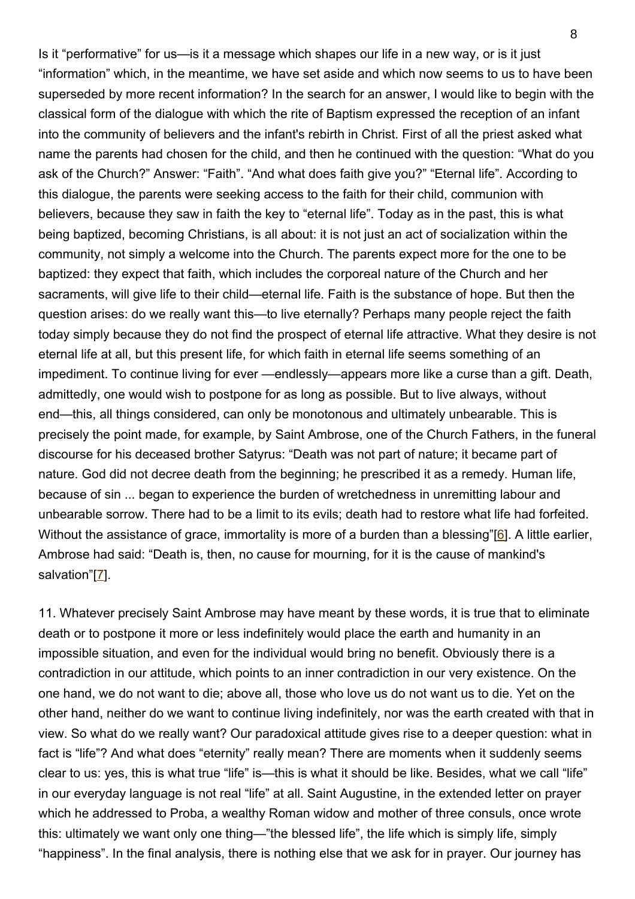Is it “performative” for us—is it a message which shapes our life in a new way, or is it just “information” which, in the meantime, we have set aside and which now seems to us to have been superseded by more recent information? In the search for an answer, I would like to begin with the classical form of the dialogue with which the rite of Baptism expressed the reception of an infant into the community of believers and the infant's rebirth in Christ. First of all the priest asked what name the parents had chosen for the child, and then he continued with the question: “What do you ask of the Church?” Answer: “Faith”. “And what does faith give you?” “Eternal life”. According to this dialogue, the parents were seeking access to the faith for their child, communion with believers, because they saw in faith the key to “eternal life”. Today as in the past, this is what being baptized, becoming Christians, is all about: it is not just an act of socialization within the community, not simply a welcome into the Church. The parents expect more for the one to be baptized: they expect that faith, which includes the corporeal nature of the Church and her sacraments, will give life to their child—eternal life. Faith is the substance of hope. But then the question arises: do we really want this—to live eternally? Perhaps many people reject the faith today simply because they do not find the prospect of eternal life attractive. What they desire is not eternal life at all, but this present life, for which faith in eternal life seems something of an impediment. To continue living for ever —endlessly—appears more like a curse than a gift. Death, admittedly, one would wish to postpone for as long as possible. But to live always, without end—this, all things considered, can only be monotonous and ultimately unbearable. This is precisely the point made, for example, by Saint Ambrose, one of the Church Fathers, in the funeral discourse for his deceased brother Satyrus: “Death was not part of nature; it became part of nature. God did not decree death from the beginning; he prescribed it as a remedy. Human life, because of sin ... began to experience the burden of wretchedness in unremitting labour and unbearable sorrow. There had to be a limit to its evils; death had to restore what life had forfeited. Without the assistance of grace, immortality is more of a burden than a blessing”[6]. A little earlier, Ambrose had said: “Death is, then, no cause for mourning, for it is the cause of mankind's salvation”[7].

11. Whatever precisely Saint Ambrose may have meant by these words, it is true that to eliminate death or to postpone it more or less indefinitely would place the earth and humanity in an impossible situation, and even for the individual would bring no benefit. Obviously there is a contradiction in our attitude, which points to an inner contradiction in our very existence. On the one hand, we do not want to die; above all, those who love us do not want us to die. Yet on the other hand, neither do we want to continue living indefinitely, nor was the earth created with that in view. So what do we really want? Our paradoxical attitude gives rise to a deeper question: what in fact is “life”? And what does “eternity” really mean? There are moments when it suddenly seems clear to us: yes, this is what true “life” is—this is what it should be like. Besides, what we call “life” in our everyday language is not real “life” at all. Saint Augustine, in the extended letter on prayer which he addressed to Proba, a wealthy Roman widow and mother of three consuls, once wrote this: ultimately we want only one thing—”the blessed life”, the life which is simply life, simply “happiness”. In the final analysis, there is nothing else that we ask for in prayer. Our journey has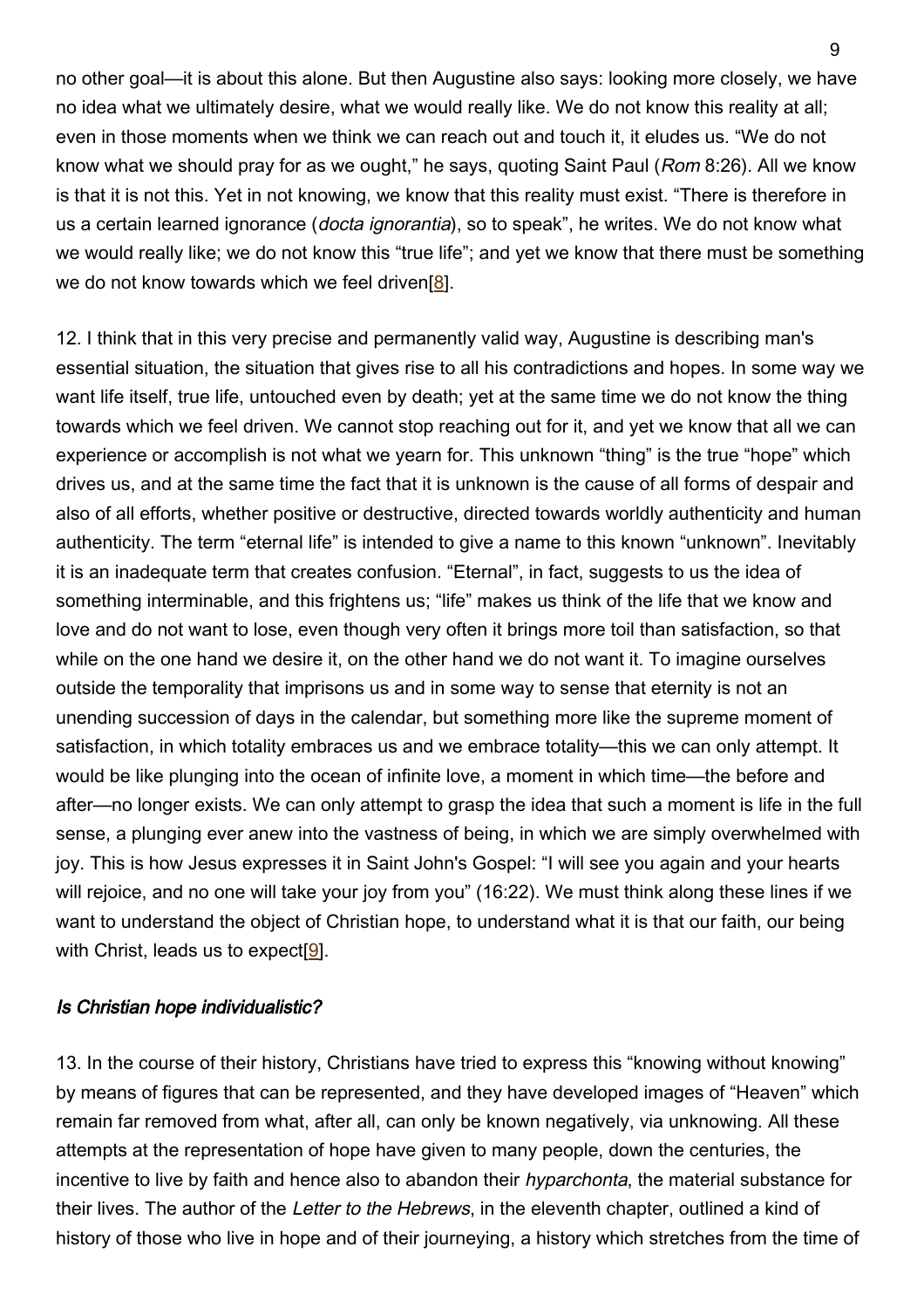no other goal—it is about this alone. But then Augustine also says: looking more closely, we have no idea what we ultimately desire, what we would really like. We do not know this reality at all; even in those moments when we think we can reach out and touch it, it eludes us. "We do not know what we should pray for as we ought," he says, quoting Saint Paul (*Rom* 8:26). All we know is that it is not this. Yet in not knowing, we know that this reality must exist. "There is therefore in us a certain learned ignorance (*docta ignorantia*), so to speak", he writes. We do not know what we would really like; we do not know this "true life"; and yet we know that there must be something we do not know towards which we feel driven[8].

12. I think that in this very precise and permanently valid way, Augustine is describing man's essential situation, the situation that gives rise to all his contradictions and hopes. In some way we want life itself, true life, untouched even by death; yet at the same time we do not know the thing towards which we feel driven. We cannot stop reaching out for it, and yet we know that all we can experience or accomplish is not what we yearn for. This unknown "thing" is the true "hope" which drives us, and at the same time the fact that it is unknown is the cause of all forms of despair and also of all efforts, whether positive or destructive, directed towards worldly authenticity and human authenticity. The term "eternal life" is intended to give a name to this known "unknown". Inevitably it is an inadequate term that creates confusion. "Eternal", in fact, suggests to us the idea of something interminable, and this frightens us; "life" makes us think of the life that we know and love and do not want to lose, even though very often it brings more toil than satisfaction, so that while on the one hand we desire it, on the other hand we do not want it. To imagine ourselves outside the temporality that imprisons us and in some way to sense that eternity is not an unending succession of days in the calendar, but something more like the supreme moment of satisfaction, in which totality embraces us and we embrace totality—this we can only attempt. It would be like plunging into the ocean of infinite love, a moment in which time—the before and after—no longer exists. We can only attempt to grasp the idea that such a moment is life in the full sense, a plunging ever anew into the vastness of being, in which we are simply overwhelmed with joy. This is how Jesus expresses it in Saint John's Gospel: "I will see you again and your hearts will rejoice, and no one will take your joy from you" (16:22). We must think along these lines if we want to understand the object of Christian hope, to understand what it is that our faith, our being with Christ, leads us to expect[9].

### *Is Christian hope individualistic?*

13. In the course of their history, Christians have tried to express this "knowing without knowing" by means of figures that can be represented, and they have developed images of "Heaven" which remain far removed from what, after all, can only be known negatively, via unknowing. All these attempts at the representation of hope have given to many people, down the centuries, the incentive to live by faith and hence also to abandon their *hyparchonta*, the material substance for their lives. The author of the *Letter to the Hebrews*, in the eleventh chapter, outlined a kind of history of those who live in hope and of their journeying, a history which stretches from the time of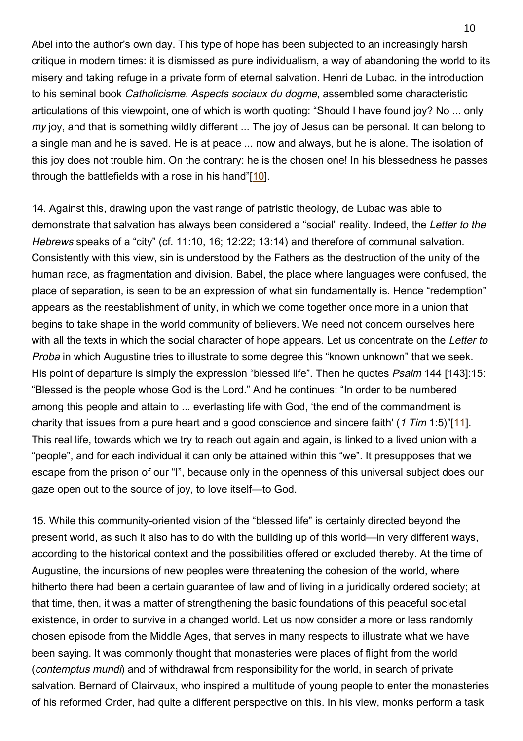Abel into the author's own day. This type of hope has been subjected to an increasingly harsh critique in modern times: it is dismissed as pure individualism, a way of abandoning the world to its misery and taking refuge in a private form of eternal salvation. Henri de Lubac, in the introduction to his seminal book *Catholicisme. Aspects sociaux du dogme*, assembled some characteristic articulations of this viewpoint, one of which is worth quoting: "Should I have found joy? No ... only *my* joy, and that is something wildly different ... The joy of Jesus can be personal. It can belong to a single man and he is saved. He is at peace ... now and always, but he is alone. The isolation of this joy does not trouble him. On the contrary: he is the chosen one! In his blessedness he passes through the battlefields with a rose in his hand"[10].

14. Against this, drawing upon the vast range of patristic theology, de Lubac was able to demonstrate that salvation has always been considered a "social" reality. Indeed, the *Letter to the Hebrews* speaks of a "city" (cf. 11:10, 16; 12:22; 13:14) and therefore of communal salvation. Consistently with this view, sin is understood by the Fathers as the destruction of the unity of the human race, as fragmentation and division. Babel, the place where languages were confused, the place of separation, is seen to be an expression of what sin fundamentally is. Hence "redemption" appears as the reestablishment of unity, in which we come together once more in a union that begins to take shape in the world community of believers. We need not concern ourselves here with all the texts in which the social character of hope appears. Let us concentrate on the *Letter to Proba* in which Augustine tries to illustrate to some degree this "known unknown" that we seek. His point of departure is simply the expression "blessed life". Then he quotes *Psalm* 144 [143]:15: "Blessed is the people whose God is the Lord." And he continues: "In order to be numbered among this people and attain to ... everlasting life with God, 'the end of the commandment is charity that issues from a pure heart and a good conscience and sincere faith' (*1 Tim* 1:5)"[11]. This real life, towards which we try to reach out again and again, is linked to a lived union with a "people", and for each individual it can only be attained within this "we". It presupposes that we escape from the prison of our "I", because only in the openness of this universal subject does our gaze open out to the source of joy, to love itself—to God.

15. While this community-oriented vision of the "blessed life" is certainly directed beyond the present world, as such it also has to do with the building up of this world—in very different ways, according to the historical context and the possibilities offered or excluded thereby. At the time of Augustine, the incursions of new peoples were threatening the cohesion of the world, where hitherto there had been a certain guarantee of law and of living in a juridically ordered society; at that time, then, it was a matter of strengthening the basic foundations of this peaceful societal existence, in order to survive in a changed world. Let us now consider a more or less randomly chosen episode from the Middle Ages, that serves in many respects to illustrate what we have been saying. It was commonly thought that monasteries were places of flight from the world (*contemptus mundi*) and of withdrawal from responsibility for the world, in search of private salvation. Bernard of Clairvaux, who inspired a multitude of young people to enter the monasteries of his reformed Order, had quite a different perspective on this. In his view, monks perform a task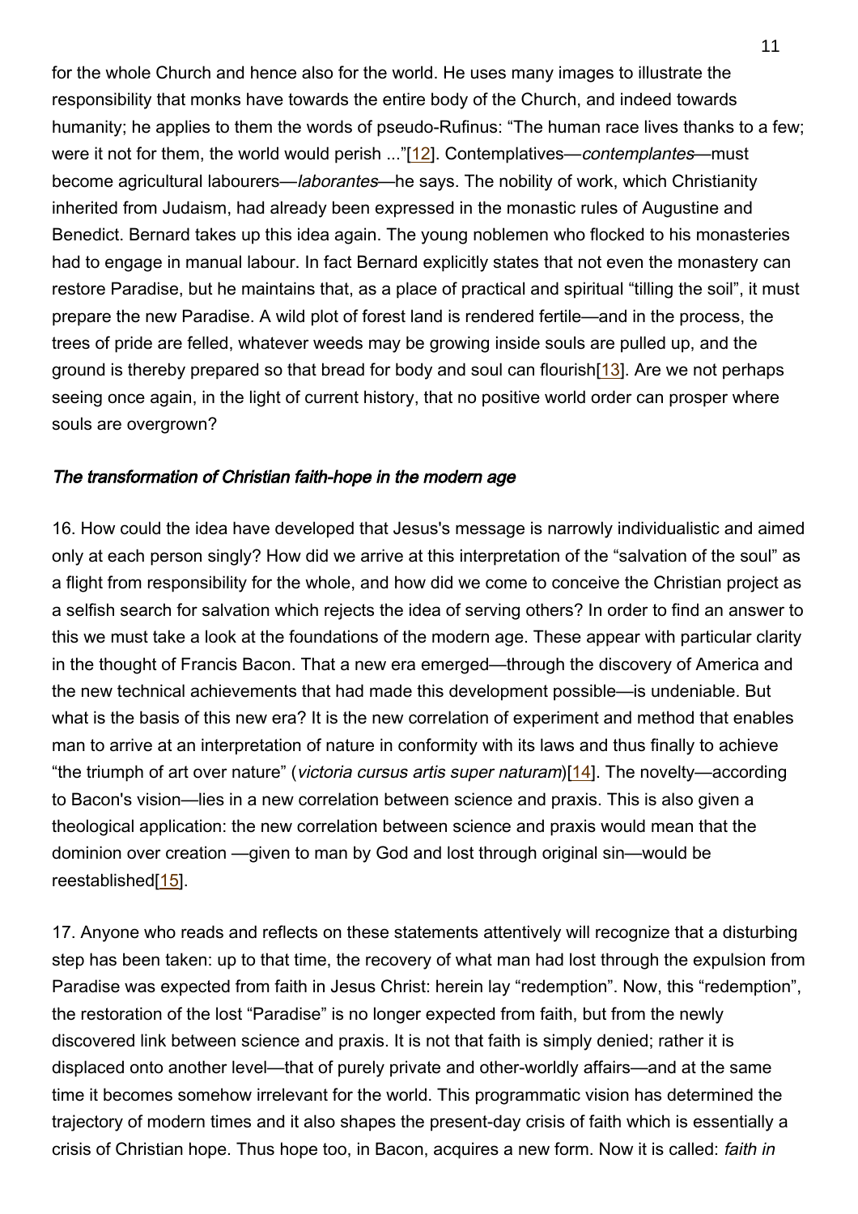for the whole Church and hence also for the world. He uses many images to illustrate the responsibility that monks have towards the entire body of the Church, and indeed towards humanity; he applies to them the words of pseudo-Rufinus: "The human race lives thanks to a few; were it not for them, the world would perish ..."[12]. Contemplatives—*contemplantes*—must become agricultural labourers—*laborantes*—he says. The nobility of work, which Christianity inherited from Judaism, had already been expressed in the monastic rules of Augustine and Benedict. Bernard takes up this idea again. The young noblemen who flocked to his monasteries had to engage in manual labour. In fact Bernard explicitly states that not even the monastery can restore Paradise, but he maintains that, as a place of practical and spiritual "tilling the soil", it must prepare the new Paradise. A wild plot of forest land is rendered fertile—and in the process, the trees of pride are felled, whatever weeds may be growing inside souls are pulled up, and the ground is thereby prepared so that bread for body and soul can flourish[13]. Are we not perhaps seeing once again, in the light of current history, that no positive world order can prosper where souls are overgrown?

### *The transformation of Christian faith-hope in the modern age*

16. How could the idea have developed that Jesus's message is narrowly individualistic and aimed only at each person singly? How did we arrive at this interpretation of the "salvation of the soul" as a flight from responsibility for the whole, and how did we come to conceive the Christian project as a selfish search for salvation which rejects the idea of serving others? In order to find an answer to this we must take a look at the foundations of the modern age. These appear with particular clarity in the thought of Francis Bacon. That a new era emerged—through the discovery of America and the new technical achievements that had made this development possible—is undeniable. But what is the basis of this new era? It is the new correlation of experiment and method that enables man to arrive at an interpretation of nature in conformity with its laws and thus finally to achieve "the triumph of art over nature" (*victoria cursus artis super naturam*)[14]. The novelty—according to Bacon's vision—lies in a new correlation between science and praxis. This is also given a theological application: the new correlation between science and praxis would mean that the dominion over creation —given to man by God and lost through original sin—would be reestablished[15].

17. Anyone who reads and reflects on these statements attentively will recognize that a disturbing step has been taken: up to that time, the recovery of what man had lost through the expulsion from Paradise was expected from faith in Jesus Christ: herein lay "redemption". Now, this "redemption", the restoration of the lost "Paradise" is no longer expected from faith, but from the newly discovered link between science and praxis. It is not that faith is simply denied; rather it is displaced onto another level—that of purely private and other-worldly affairs—and at the same time it becomes somehow irrelevant for the world. This programmatic vision has determined the trajectory of modern times and it also shapes the present-day crisis of faith which is essentially a crisis of Christian hope. Thus hope too, in Bacon, acquires a new form. Now it is called: *faith in*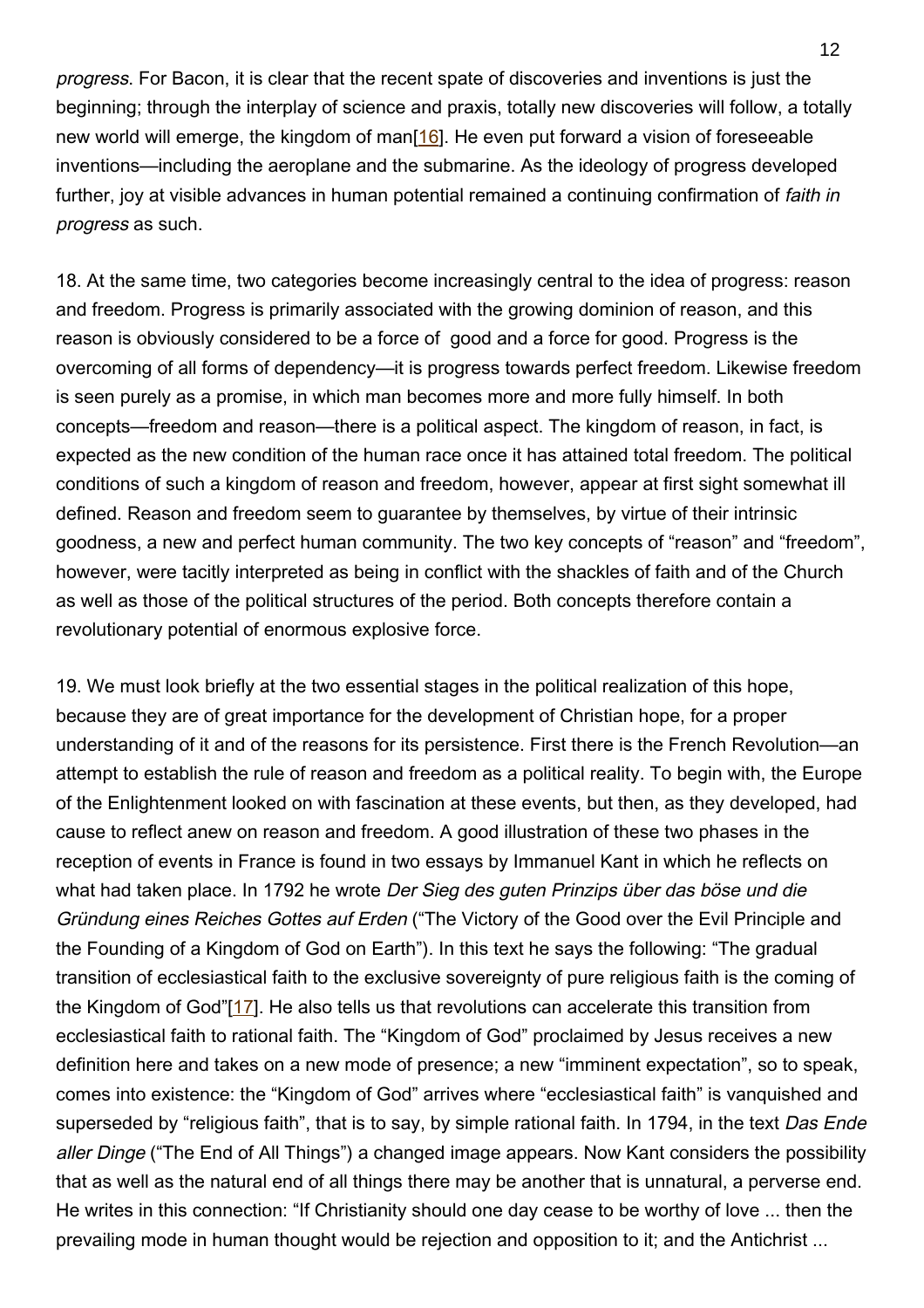*progress*. For Bacon, it is clear that the recent spate of discoveries and inventions is just the beginning; through the interplay of science and praxis, totally new discoveries will follow, a totally new world will emerge, the kingdom of man[16]. He even put forward a vision of foreseeable inventions—including the aeroplane and the submarine. As the ideology of progress developed further, joy at visible advances in human potential remained a continuing confirmation of *faith in progress* as such.

18. At the same time, two categories become increasingly central to the idea of progress: reason and freedom. Progress is primarily associated with the growing dominion of reason, and this reason is obviously considered to be a force of good and a force for good. Progress is the overcoming of all forms of dependency—it is progress towards perfect freedom. Likewise freedom is seen purely as a promise, in which man becomes more and more fully himself. In both concepts—freedom and reason—there is a political aspect. The kingdom of reason, in fact, is expected as the new condition of the human race once it has attained total freedom. The political conditions of such a kingdom of reason and freedom, however, appear at first sight somewhat ill defined. Reason and freedom seem to guarantee by themselves, by virtue of their intrinsic goodness, a new and perfect human community. The two key concepts of "reason" and "freedom", however, were tacitly interpreted as being in conflict with the shackles of faith and of the Church as well as those of the political structures of the period. Both concepts therefore contain a revolutionary potential of enormous explosive force.

19. We must look briefly at the two essential stages in the political realization of this hope, because they are of great importance for the development of Christian hope, for a proper understanding of it and of the reasons for its persistence. First there is the French Revolution—an attempt to establish the rule of reason and freedom as a political reality. To begin with, the Europe of the Enlightenment looked on with fascination at these events, but then, as they developed, had cause to reflect anew on reason and freedom. A good illustration of these two phases in the reception of events in France is found in two essays by Immanuel Kant in which he reflects on what had taken place. In 1792 he wrote *Der Sieg des guten Prinzips über das böse und die Gründung eines Reiches Gottes auf Erden* ("The Victory of the Good over the Evil Principle and the Founding of a Kingdom of God on Earth"). In this text he says the following: "The gradual transition of ecclesiastical faith to the exclusive sovereignty of pure religious faith is the coming of the Kingdom of God"[17]. He also tells us that revolutions can accelerate this transition from ecclesiastical faith to rational faith. The "Kingdom of God" proclaimed by Jesus receives a new definition here and takes on a new mode of presence; a new "imminent expectation", so to speak, comes into existence: the "Kingdom of God" arrives where "ecclesiastical faith" is vanquished and superseded by "religious faith", that is to say, by simple rational faith. In 1794, in the text *Das Ende aller Dinge* ("The End of All Things") a changed image appears. Now Kant considers the possibility that as well as the natural end of all things there may be another that is unnatural, a perverse end. He writes in this connection: "If Christianity should one day cease to be worthy of love ... then the prevailing mode in human thought would be rejection and opposition to it; and the Antichrist ...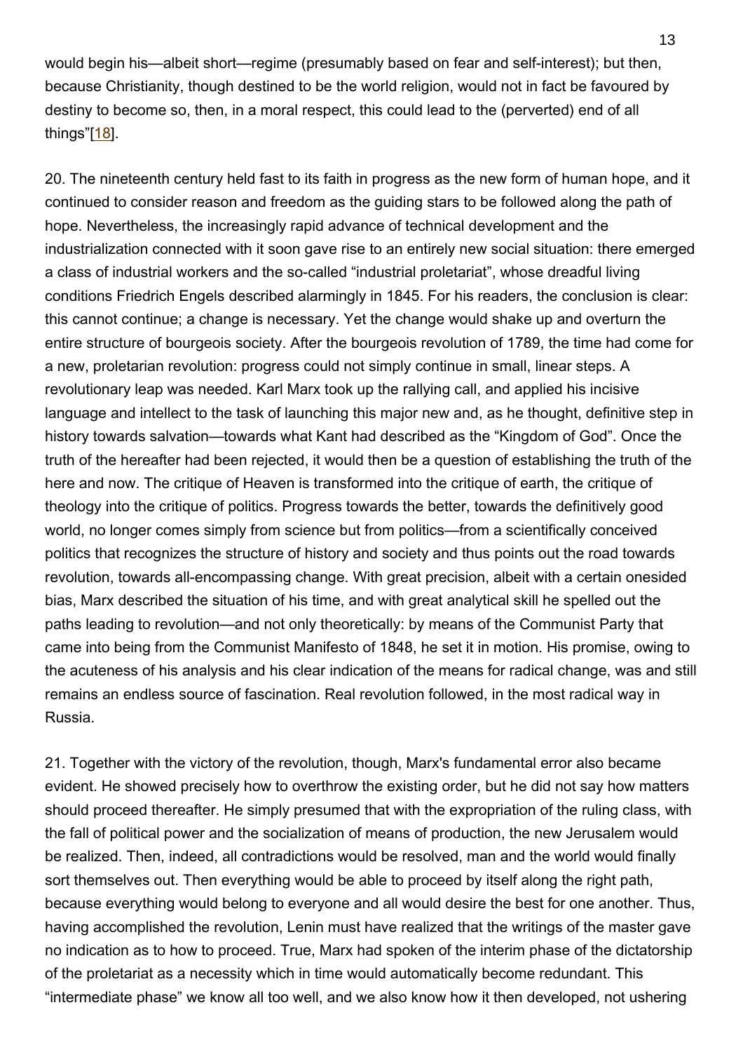would begin his—albeit short—regime (presumably based on fear and self-interest); but then, because Christianity, though destined to be the world religion, would not in fact be favoured by destiny to become so, then, in a moral respect, this could lead to the (perverted) end of all things"[18].

20. The nineteenth century held fast to its faith in progress as the new form of human hope, and it continued to consider reason and freedom as the guiding stars to be followed along the path of hope. Nevertheless, the increasingly rapid advance of technical development and the industrialization connected with it soon gave rise to an entirely new social situation: there emerged a class of industrial workers and the so-called "industrial proletariat", whose dreadful living conditions Friedrich Engels described alarmingly in 1845. For his readers, the conclusion is clear: this cannot continue; a change is necessary. Yet the change would shake up and overturn the entire structure of bourgeois society. After the bourgeois revolution of 1789, the time had come for a new, proletarian revolution: progress could not simply continue in small, linear steps. A revolutionary leap was needed. Karl Marx took up the rallying call, and applied his incisive language and intellect to the task of launching this major new and, as he thought, definitive step in history towards salvation—towards what Kant had described as the "Kingdom of God". Once the truth of the hereafter had been rejected, it would then be a question of establishing the truth of the here and now. The critique of Heaven is transformed into the critique of earth, the critique of theology into the critique of politics. Progress towards the better, towards the definitively good world, no longer comes simply from science but from politics—from a scientifically conceived politics that recognizes the structure of history and society and thus points out the road towards revolution, towards all-encompassing change. With great precision, albeit with a certain onesided bias, Marx described the situation of his time, and with great analytical skill he spelled out the paths leading to revolution—and not only theoretically: by means of the Communist Party that came into being from the Communist Manifesto of 1848, he set it in motion. His promise, owing to the acuteness of his analysis and his clear indication of the means for radical change, was and still remains an endless source of fascination. Real revolution followed, in the most radical way in Russia.

21. Together with the victory of the revolution, though, Marx's fundamental error also became evident. He showed precisely how to overthrow the existing order, but he did not say how matters should proceed thereafter. He simply presumed that with the expropriation of the ruling class, with the fall of political power and the socialization of means of production, the new Jerusalem would be realized. Then, indeed, all contradictions would be resolved, man and the world would finally sort themselves out. Then everything would be able to proceed by itself along the right path, because everything would belong to everyone and all would desire the best for one another. Thus, having accomplished the revolution, Lenin must have realized that the writings of the master gave no indication as to how to proceed. True, Marx had spoken of the interim phase of the dictatorship of the proletariat as a necessity which in time would automatically become redundant. This "intermediate phase" we know all too well, and we also know how it then developed, not ushering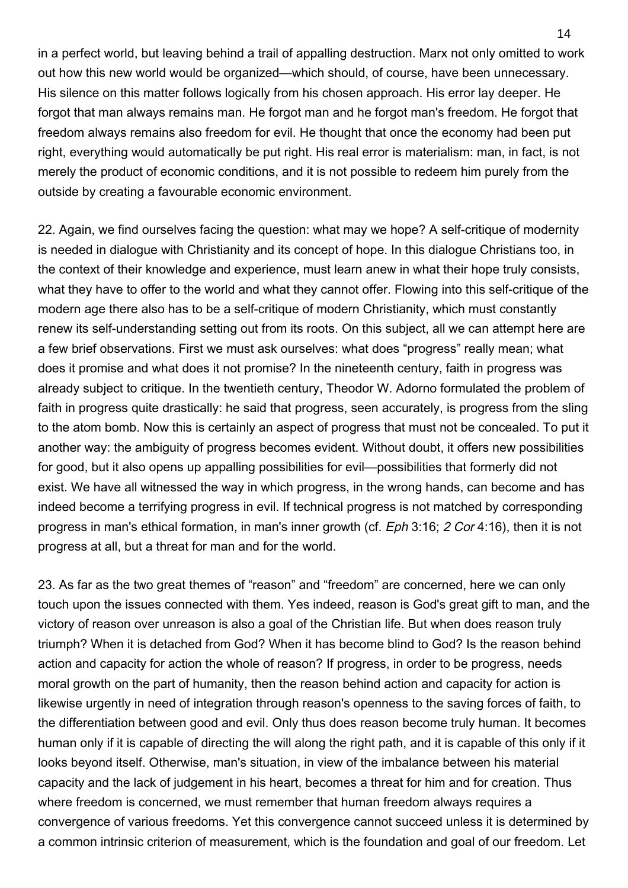in a perfect world, but leaving behind a trail of appalling destruction. Marx not only omitted to work out how this new world would be organized—which should, of course, have been unnecessary. His silence on this matter follows logically from his chosen approach. His error lay deeper. He forgot that man always remains man. He forgot man and he forgot man's freedom. He forgot that freedom always remains also freedom for evil. He thought that once the economy had been put right, everything would automatically be put right. His real error is materialism: man, in fact, is not merely the product of economic conditions, and it is not possible to redeem him purely from the outside by creating a favourable economic environment.

22. Again, we find ourselves facing the question: what may we hope? A self-critique of modernity is needed in dialogue with Christianity and its concept of hope. In this dialogue Christians too, in the context of their knowledge and experience, must learn anew in what their hope truly consists, what they have to offer to the world and what they cannot offer. Flowing into this self-critique of the modern age there also has to be a self-critique of modern Christianity, which must constantly renew its self-understanding setting out from its roots. On this subject, all we can attempt here are a few brief observations. First we must ask ourselves: what does "progress" really mean; what does it promise and what does it not promise? In the nineteenth century, faith in progress was already subject to critique. In the twentieth century, Theodor W. Adorno formulated the problem of faith in progress quite drastically: he said that progress, seen accurately, is progress from the sling to the atom bomb. Now this is certainly an aspect of progress that must not be concealed. To put it another way: the ambiguity of progress becomes evident. Without doubt, it offers new possibilities for good, but it also opens up appalling possibilities for evil—possibilities that formerly did not exist. We have all witnessed the way in which progress, in the wrong hands, can become and has indeed become a terrifying progress in evil. If technical progress is not matched by corresponding progress in man's ethical formation, in man's inner growth (cf. *Eph* 3:16; *2 Cor* 4:16), then it is not progress at all, but a threat for man and for the world.

23. As far as the two great themes of "reason" and "freedom" are concerned, here we can only touch upon the issues connected with them. Yes indeed, reason is God's great gift to man, and the victory of reason over unreason is also a goal of the Christian life. But when does reason truly triumph? When it is detached from God? When it has become blind to God? Is the reason behind action and capacity for action the whole of reason? If progress, in order to be progress, needs moral growth on the part of humanity, then the reason behind action and capacity for action is likewise urgently in need of integration through reason's openness to the saving forces of faith, to the differentiation between good and evil. Only thus does reason become truly human. It becomes human only if it is capable of directing the will along the right path, and it is capable of this only if it looks beyond itself. Otherwise, man's situation, in view of the imbalance between his material capacity and the lack of judgement in his heart, becomes a threat for him and for creation. Thus where freedom is concerned, we must remember that human freedom always requires a convergence of various freedoms. Yet this convergence cannot succeed unless it is determined by a common intrinsic criterion of measurement, which is the foundation and goal of our freedom. Let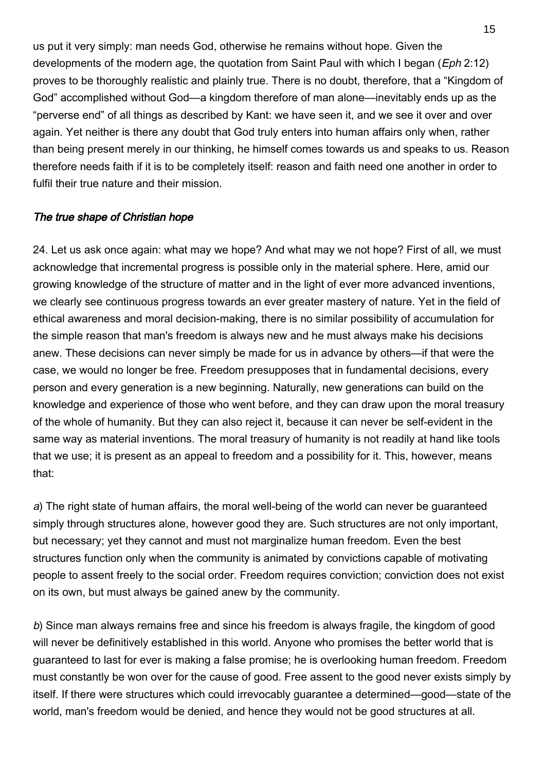us put it very simply: man needs God, otherwise he remains without hope. Given the developments of the modern age, the quotation from Saint Paul with which I began (*Eph* 2:12) proves to be thoroughly realistic and plainly true. There is no doubt, therefore, that a "Kingdom of God" accomplished without God—a kingdom therefore of man alone—inevitably ends up as the "perverse end" of all things as described by Kant: we have seen it, and we see it over and over again. Yet neither is there any doubt that God truly enters into human affairs only when, rather than being present merely in our thinking, he himself comes towards us and speaks to us. Reason therefore needs faith if it is to be completely itself: reason and faith need one another in order to fulfil their true nature and their mission.

### *The true shape of Christian hope*

24. Let us ask once again: what may we hope? And what may we not hope? First of all, we must acknowledge that incremental progress is possible only in the material sphere. Here, amid our growing knowledge of the structure of matter and in the light of ever more advanced inventions, we clearly see continuous progress towards an ever greater mastery of nature. Yet in the field of ethical awareness and moral decision-making, there is no similar possibility of accumulation for the simple reason that man's freedom is always new and he must always make his decisions anew. These decisions can never simply be made for us in advance by others—if that were the case, we would no longer be free. Freedom presupposes that in fundamental decisions, every person and every generation is a new beginning. Naturally, new generations can build on the knowledge and experience of those who went before, and they can draw upon the moral treasury of the whole of humanity. But they can also reject it, because it can never be self-evident in the same way as material inventions. The moral treasury of humanity is not readily at hand like tools that we use; it is present as an appeal to freedom and a possibility for it. This, however, means that:

*a*) The right state of human affairs, the moral well-being of the world can never be guaranteed simply through structures alone, however good they are. Such structures are not only important, but necessary; yet they cannot and must not marginalize human freedom. Even the best structures function only when the community is animated by convictions capable of motivating people to assent freely to the social order. Freedom requires conviction; conviction does not exist on its own, but must always be gained anew by the community.

*b*) Since man always remains free and since his freedom is always fragile, the kingdom of good will never be definitively established in this world. Anyone who promises the better world that is guaranteed to last for ever is making a false promise; he is overlooking human freedom. Freedom must constantly be won over for the cause of good. Free assent to the good never exists simply by itself. If there were structures which could irrevocably guarantee a determined—good—state of the world, man's freedom would be denied, and hence they would not be good structures at all.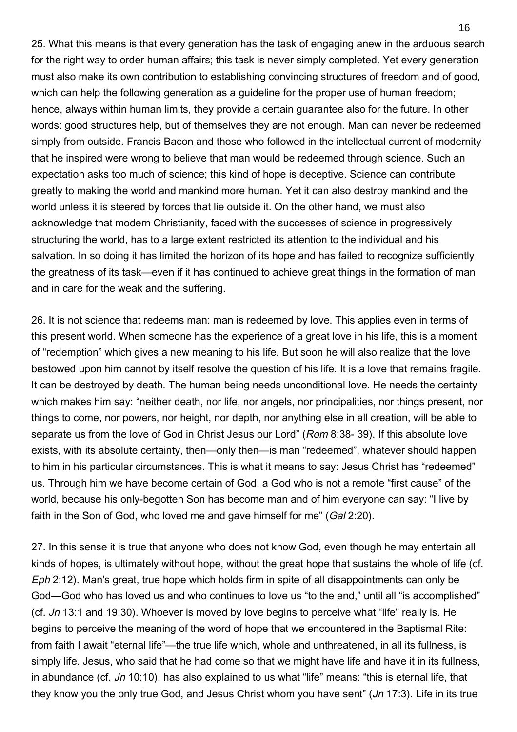25. What this means is that every generation has the task of engaging anew in the arduous search for the right way to order human affairs; this task is never simply completed. Yet every generation must also make its own contribution to establishing convincing structures of freedom and of good, which can help the following generation as a guideline for the proper use of human freedom; hence, always within human limits, they provide a certain guarantee also for the future. In other words: good structures help, but of themselves they are not enough. Man can never be redeemed simply from outside. Francis Bacon and those who followed in the intellectual current of modernity that he inspired were wrong to believe that man would be redeemed through science. Such an expectation asks too much of science; this kind of hope is deceptive. Science can contribute greatly to making the world and mankind more human. Yet it can also destroy mankind and the world unless it is steered by forces that lie outside it. On the other hand, we must also acknowledge that modern Christianity, faced with the successes of science in progressively structuring the world, has to a large extent restricted its attention to the individual and his salvation. In so doing it has limited the horizon of its hope and has failed to recognize sufficiently the greatness of its task—even if it has continued to achieve great things in the formation of man and in care for the weak and the suffering.

26. It is not science that redeems man: man is redeemed by love. This applies even in terms of this present world. When someone has the experience of a great love in his life, this is a moment of "redemption" which gives a new meaning to his life. But soon he will also realize that the love bestowed upon him cannot by itself resolve the question of his life. It is a love that remains fragile. It can be destroyed by death. The human being needs unconditional love. He needs the certainty which makes him say: "neither death, nor life, nor angels, nor principalities, nor things present, nor things to come, nor powers, nor height, nor depth, nor anything else in all creation, will be able to separate us from the love of God in Christ Jesus our Lord" (*Rom* 8:38- 39). If this absolute love exists, with its absolute certainty, then—only then—is man "redeemed", whatever should happen to him in his particular circumstances. This is what it means to say: Jesus Christ has "redeemed" us. Through him we have become certain of God, a God who is not a remote "first cause" of the world, because his only-begotten Son has become man and of him everyone can say: "I live by faith in the Son of God, who loved me and gave himself for me" (*Gal* 2:20).

27. In this sense it is true that anyone who does not know God, even though he may entertain all kinds of hopes, is ultimately without hope, without the great hope that sustains the whole of life (cf. *Eph* 2:12). Man's great, true hope which holds firm in spite of all disappointments can only be God—God who has loved us and who continues to love us "to the end," until all "is accomplished" (cf. *Jn* 13:1 and 19:30). Whoever is moved by love begins to perceive what "life" really is. He begins to perceive the meaning of the word of hope that we encountered in the Baptismal Rite: from faith I await "eternal life"—the true life which, whole and unthreatened, in all its fullness, is simply life. Jesus, who said that he had come so that we might have life and have it in its fullness, in abundance (cf. *Jn* 10:10), has also explained to us what "life" means: "this is eternal life, that they know you the only true God, and Jesus Christ whom you have sent" (*Jn* 17:3). Life in its true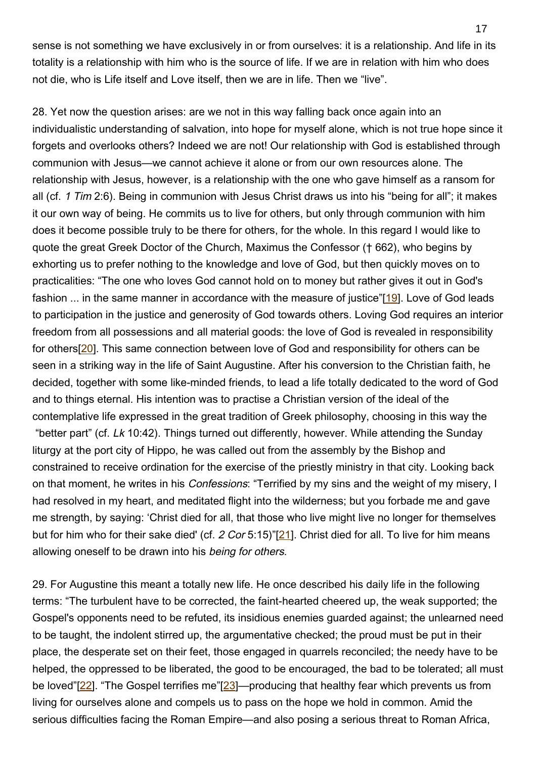sense is not something we have exclusively in or from ourselves: it is a relationship. And life in its totality is a relationship with him who is the source of life. If we are in relation with him who does not die, who is Life itself and Love itself, then we are in life. Then we "live".

28. Yet now the question arises: are we not in this way falling back once again into an individualistic understanding of salvation, into hope for myself alone, which is not true hope since it forgets and overlooks others? Indeed we are not! Our relationship with God is established through communion with Jesus—we cannot achieve it alone or from our own resources alone. The relationship with Jesus, however, is a relationship with the one who gave himself as a ransom for all (cf. *1 Tim* 2:6). Being in communion with Jesus Christ draws us into his "being for all"; it makes it our own way of being. He commits us to live for others, but only through communion with him does it become possible truly to be there for others, for the whole. In this regard I would like to quote the great Greek Doctor of the Church, Maximus the Confessor († 662), who begins by exhorting us to prefer nothing to the knowledge and love of God, but then quickly moves on to practicalities: "The one who loves God cannot hold on to money but rather gives it out in God's fashion ... in the same manner in accordance with the measure of justice"[19]. Love of God leads to participation in the justice and generosity of God towards others. Loving God requires an interior freedom from all possessions and all material goods: the love of God is revealed in responsibility for others[20]. This same connection between love of God and responsibility for others can be seen in a striking way in the life of Saint Augustine. After his conversion to the Christian faith, he decided, together with some like-minded friends, to lead a life totally dedicated to the word of God and to things eternal. His intention was to practise a Christian version of the ideal of the contemplative life expressed in the great tradition of Greek philosophy, choosing in this way the "better part" (cf. *Lk* 10:42). Things turned out differently, however. While attending the Sunday liturgy at the port city of Hippo, he was called out from the assembly by the Bishop and constrained to receive ordination for the exercise of the priestly ministry in that city. Looking back on that moment, he writes in his *Confessions*: "Terrified by my sins and the weight of my misery, I had resolved in my heart, and meditated flight into the wilderness; but you forbade me and gave me strength, by saying: 'Christ died for all, that those who live might live no longer for themselves but for him who for their sake died' (cf. *2 Cor* 5:15)"[21]. Christ died for all. To live for him means allowing oneself to be drawn into his *being for others*.

29. For Augustine this meant a totally new life. He once described his daily life in the following terms: "The turbulent have to be corrected, the faint-hearted cheered up, the weak supported; the Gospel's opponents need to be refuted, its insidious enemies guarded against; the unlearned need to be taught, the indolent stirred up, the argumentative checked; the proud must be put in their place, the desperate set on their feet, those engaged in quarrels reconciled; the needy have to be helped, the oppressed to be liberated, the good to be encouraged, the bad to be tolerated; all must be loved"[22]. "The Gospel terrifies me"[23]—producing that healthy fear which prevents us from living for ourselves alone and compels us to pass on the hope we hold in common. Amid the serious difficulties facing the Roman Empire—and also posing a serious threat to Roman Africa,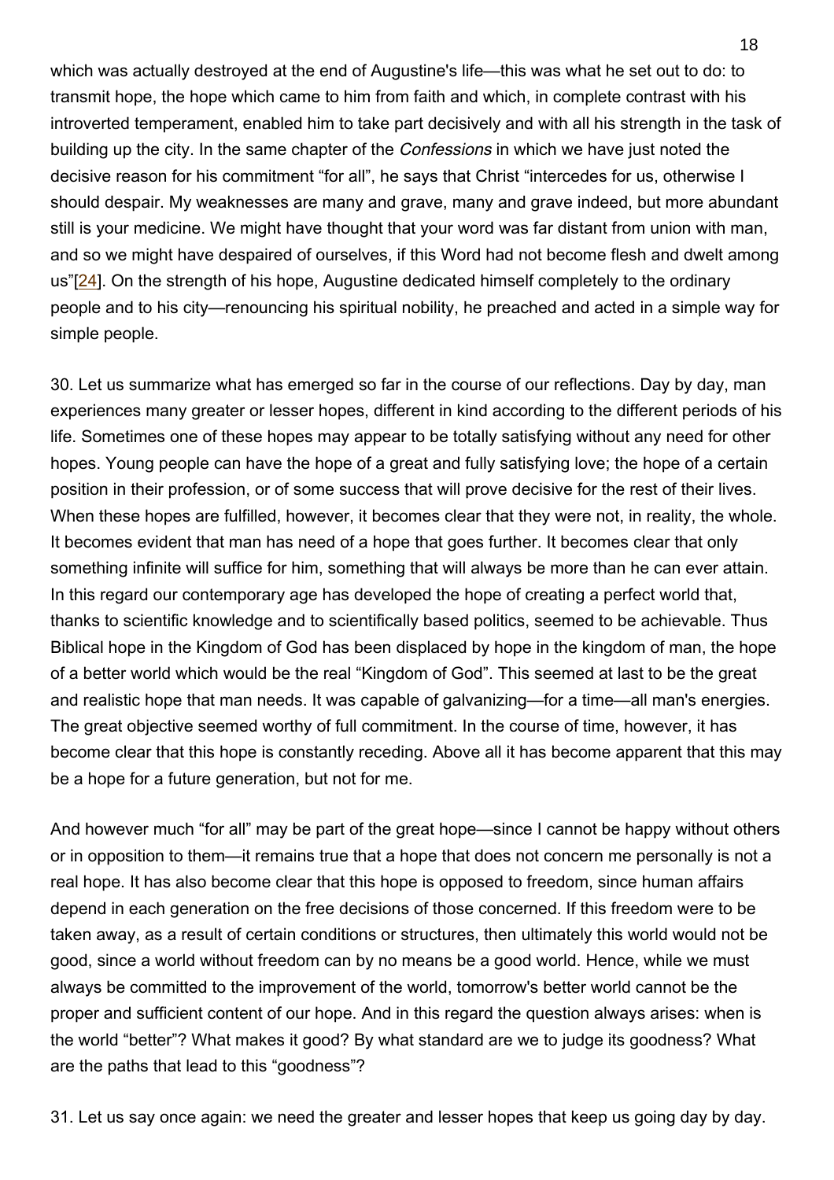which was actually destroyed at the end of Augustine's life—this was what he set out to do: to transmit hope, the hope which came to him from faith and which, in complete contrast with his introverted temperament, enabled him to take part decisively and with all his strength in the task of building up the city. In the same chapter of the *Confessions* in which we have just noted the decisive reason for his commitment "for all", he says that Christ "intercedes for us, otherwise I should despair. My weaknesses are many and grave, many and grave indeed, but more abundant still is your medicine. We might have thought that your word was far distant from union with man, and so we might have despaired of ourselves, if this Word had not become flesh and dwelt among us"[24]. On the strength of his hope, Augustine dedicated himself completely to the ordinary people and to his city—renouncing his spiritual nobility, he preached and acted in a simple way for simple people.

30. Let us summarize what has emerged so far in the course of our reflections. Day by day, man experiences many greater or lesser hopes, different in kind according to the different periods of his life. Sometimes one of these hopes may appear to be totally satisfying without any need for other hopes. Young people can have the hope of a great and fully satisfying love; the hope of a certain position in their profession, or of some success that will prove decisive for the rest of their lives. When these hopes are fulfilled, however, it becomes clear that they were not, in reality, the whole. It becomes evident that man has need of a hope that goes further. It becomes clear that only something infinite will suffice for him, something that will always be more than he can ever attain. In this regard our contemporary age has developed the hope of creating a perfect world that, thanks to scientific knowledge and to scientifically based politics, seemed to be achievable. Thus Biblical hope in the Kingdom of God has been displaced by hope in the kingdom of man, the hope of a better world which would be the real "Kingdom of God". This seemed at last to be the great and realistic hope that man needs. It was capable of galvanizing—for a time—all man's energies. The great objective seemed worthy of full commitment. In the course of time, however, it has become clear that this hope is constantly receding. Above all it has become apparent that this may be a hope for a future generation, but not for me.

And however much "for all" may be part of the great hope—since I cannot be happy without others or in opposition to them—it remains true that a hope that does not concern me personally is not a real hope. It has also become clear that this hope is opposed to freedom, since human affairs depend in each generation on the free decisions of those concerned. If this freedom were to be taken away, as a result of certain conditions or structures, then ultimately this world would not be good, since a world without freedom can by no means be a good world. Hence, while we must always be committed to the improvement of the world, tomorrow's better world cannot be the proper and sufficient content of our hope. And in this regard the question always arises: when is the world "better"? What makes it good? By what standard are we to judge its goodness? What are the paths that lead to this "goodness"?

31. Let us say once again: we need the greater and lesser hopes that keep us going day by day.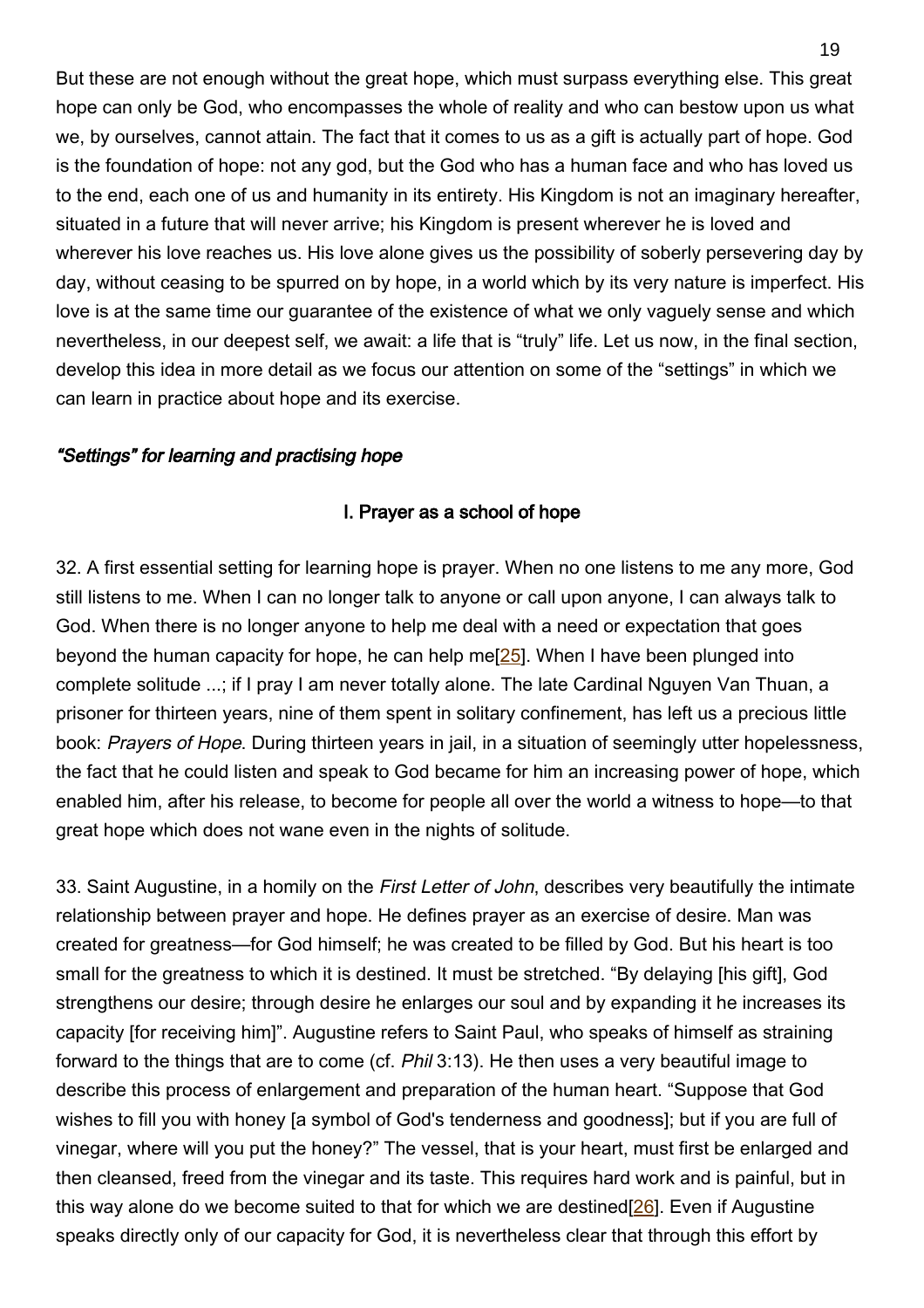But these are not enough without the great hope, which must surpass everything else. This great hope can only be God, who encompasses the whole of reality and who can bestow upon us what we, by ourselves, cannot attain. The fact that it comes to us as a gift is actually part of hope. God is the foundation of hope: not any god, but the God who has a human face and who has loved us to the end, each one of us and humanity in its entirety. His Kingdom is not an imaginary hereafter, situated in a future that will never arrive; his Kingdom is present wherever he is loved and wherever his love reaches us. His love alone gives us the possibility of soberly persevering day by day, without ceasing to be spurred on by hope, in a world which by its very nature is imperfect. His love is at the same time our guarantee of the existence of what we only vaguely sense and which nevertheless, in our deepest self, we await: a life that is "truly" life. Let us now, in the final section, develop this idea in more detail as we focus our attention on some of the "settings" in which we can learn in practice about hope and its exercise.

## *"Settings" for learning and practising hope*

### I. Prayer as a school of hope

32. A first essential setting for learning hope is prayer. When no one listens to me any more, God still listens to me. When I can no longer talk to anyone or call upon anyone, I can always talk to God. When there is no longer anyone to help me deal with a need or expectation that goes beyond the human capacity for hope, he can help me[25]. When I have been plunged into complete solitude ...; if I pray I am never totally alone. The late Cardinal Nguyen Van Thuan, a prisoner for thirteen years, nine of them spent in solitary confinement, has left us a precious little book: *Prayers of Hope*. During thirteen years in jail, in a situation of seemingly utter hopelessness, the fact that he could listen and speak to God became for him an increasing power of hope, which enabled him, after his release, to become for people all over the world a witness to hope—to that great hope which does not wane even in the nights of solitude.

33. Saint Augustine, in a homily on the *First Letter of John*, describes very beautifully the intimate relationship between prayer and hope. He defines prayer as an exercise of desire. Man was created for greatness—for God himself; he was created to be filled by God. But his heart is too small for the greatness to which it is destined. It must be stretched. "By delaying [his gift], God strengthens our desire; through desire he enlarges our soul and by expanding it he increases its capacity [for receiving him]". Augustine refers to Saint Paul, who speaks of himself as straining forward to the things that are to come (cf. *Phil* 3:13). He then uses a very beautiful image to describe this process of enlargement and preparation of the human heart. "Suppose that God wishes to fill you with honey [a symbol of God's tenderness and goodness]; but if you are full of vinegar, where will you put the honey?" The vessel, that is your heart, must first be enlarged and then cleansed, freed from the vinegar and its taste. This requires hard work and is painful, but in this way alone do we become suited to that for which we are destined[26]. Even if Augustine speaks directly only of our capacity for God, it is nevertheless clear that through this effort by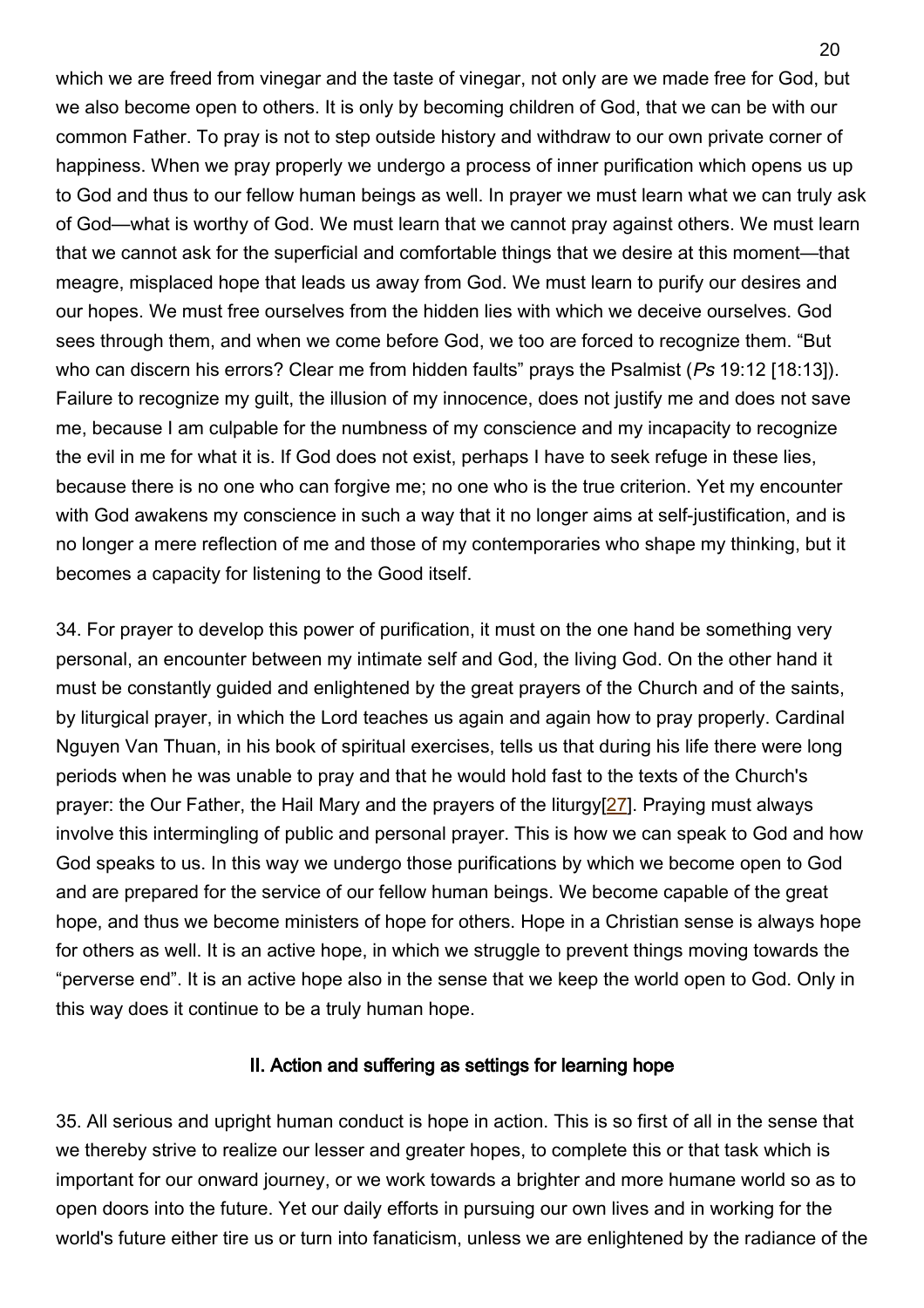which we are freed from vinegar and the taste of vinegar, not only are we made free for God, but we also become open to others. It is only by becoming children of God, that we can be with our common Father. To pray is not to step outside history and withdraw to our own private corner of happiness. When we pray properly we undergo a process of inner purification which opens us up to God and thus to our fellow human beings as well. In prayer we must learn what we can truly ask of God—what is worthy of God. We must learn that we cannot pray against others. We must learn that we cannot ask for the superficial and comfortable things that we desire at this moment—that meagre, misplaced hope that leads us away from God. We must learn to purify our desires and our hopes. We must free ourselves from the hidden lies with which we deceive ourselves. God sees through them, and when we come before God, we too are forced to recognize them. "But who can discern his errors? Clear me from hidden faults" prays the Psalmist (*Ps* 19:12 [18:13]). Failure to recognize my guilt, the illusion of my innocence, does not justify me and does not save me, because I am culpable for the numbness of my conscience and my incapacity to recognize the evil in me for what it is. If God does not exist, perhaps I have to seek refuge in these lies, because there is no one who can forgive me; no one who is the true criterion. Yet my encounter with God awakens my conscience in such a way that it no longer aims at self-justification, and is no longer a mere reflection of me and those of my contemporaries who shape my thinking, but it becomes a capacity for listening to the Good itself.

34. For prayer to develop this power of purification, it must on the one hand be something very personal, an encounter between my intimate self and God, the living God. On the other hand it must be constantly guided and enlightened by the great prayers of the Church and of the saints, by liturgical prayer, in which the Lord teaches us again and again how to pray properly. Cardinal Nguyen Van Thuan, in his book of spiritual exercises, tells us that during his life there were long periods when he was unable to pray and that he would hold fast to the texts of the Church's prayer: the Our Father, the Hail Mary and the prayers of the liturgy[27]. Praying must always involve this intermingling of public and personal prayer. This is how we can speak to God and how God speaks to us. In this way we undergo those purifications by which we become open to God and are prepared for the service of our fellow human beings. We become capable of the great hope, and thus we become ministers of hope for others. Hope in a Christian sense is always hope for others as well. It is an active hope, in which we struggle to prevent things moving towards the "perverse end". It is an active hope also in the sense that we keep the world open to God. Only in this way does it continue to be a truly human hope.

### II. Action and suffering as settings for learning hope

35. All serious and upright human conduct is hope in action. This is so first of all in the sense that we thereby strive to realize our lesser and greater hopes, to complete this or that task which is important for our onward journey, or we work towards a brighter and more humane world so as to open doors into the future. Yet our daily efforts in pursuing our own lives and in working for the world's future either tire us or turn into fanaticism, unless we are enlightened by the radiance of the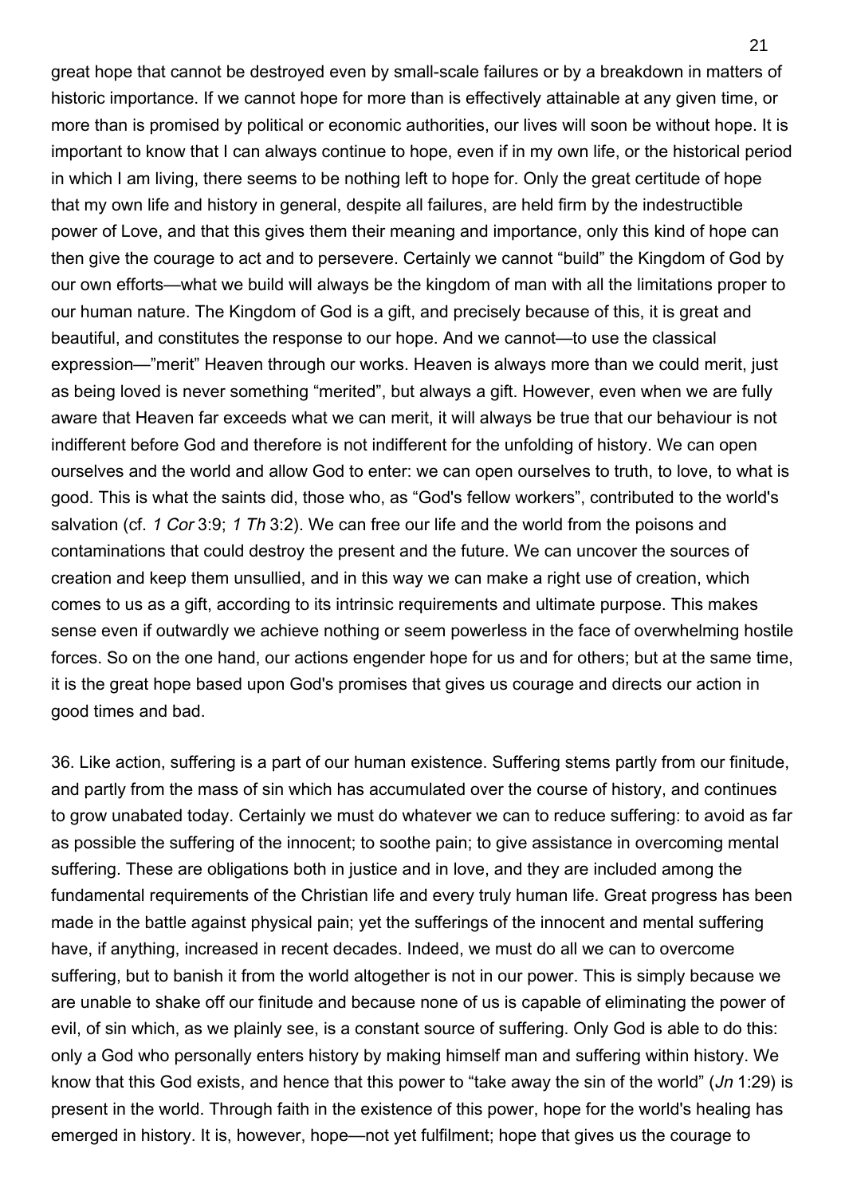great hope that cannot be destroyed even by small-scale failures or by a breakdown in matters of historic importance. If we cannot hope for more than is effectively attainable at any given time, or more than is promised by political or economic authorities, our lives will soon be without hope. It is important to know that I can always continue to hope, even if in my own life, or the historical period in which I am living, there seems to be nothing left to hope for. Only the great certitude of hope that my own life and history in general, despite all failures, are held firm by the indestructible power of Love, and that this gives them their meaning and importance, only this kind of hope can then give the courage to act and to persevere. Certainly we cannot "build" the Kingdom of God by our own efforts—what we build will always be the kingdom of man with all the limitations proper to our human nature. The Kingdom of God is a gift, and precisely because of this, it is great and beautiful, and constitutes the response to our hope. And we cannot—to use the classical expression—"merit" Heaven through our works. Heaven is always more than we could merit, just as being loved is never something "merited", but always a gift. However, even when we are fully aware that Heaven far exceeds what we can merit, it will always be true that our behaviour is not indifferent before God and therefore is not indifferent for the unfolding of history. We can open ourselves and the world and allow God to enter: we can open ourselves to truth, to love, to what is good. This is what the saints did, those who, as "God's fellow workers", contributed to the world's salvation (cf. *1 Cor* 3:9; *1 Th* 3:2). We can free our life and the world from the poisons and contaminations that could destroy the present and the future. We can uncover the sources of creation and keep them unsullied, and in this way we can make a right use of creation, which comes to us as a gift, according to its intrinsic requirements and ultimate purpose. This makes sense even if outwardly we achieve nothing or seem powerless in the face of overwhelming hostile forces. So on the one hand, our actions engender hope for us and for others; but at the same time, it is the great hope based upon God's promises that gives us courage and directs our action in good times and bad.

36. Like action, suffering is a part of our human existence. Suffering stems partly from our finitude, and partly from the mass of sin which has accumulated over the course of history, and continues to grow unabated today. Certainly we must do whatever we can to reduce suffering: to avoid as far as possible the suffering of the innocent; to soothe pain; to give assistance in overcoming mental suffering. These are obligations both in justice and in love, and they are included among the fundamental requirements of the Christian life and every truly human life. Great progress has been made in the battle against physical pain; yet the sufferings of the innocent and mental suffering have, if anything, increased in recent decades. Indeed, we must do all we can to overcome suffering, but to banish it from the world altogether is not in our power. This is simply because we are unable to shake off our finitude and because none of us is capable of eliminating the power of evil, of sin which, as we plainly see, is a constant source of suffering. Only God is able to do this: only a God who personally enters history by making himself man and suffering within history. We know that this God exists, and hence that this power to "take away the sin of the world" (*Jn* 1:29) is present in the world. Through faith in the existence of this power, hope for the world's healing has emerged in history. It is, however, hope—not yet fulfilment; hope that gives us the courage to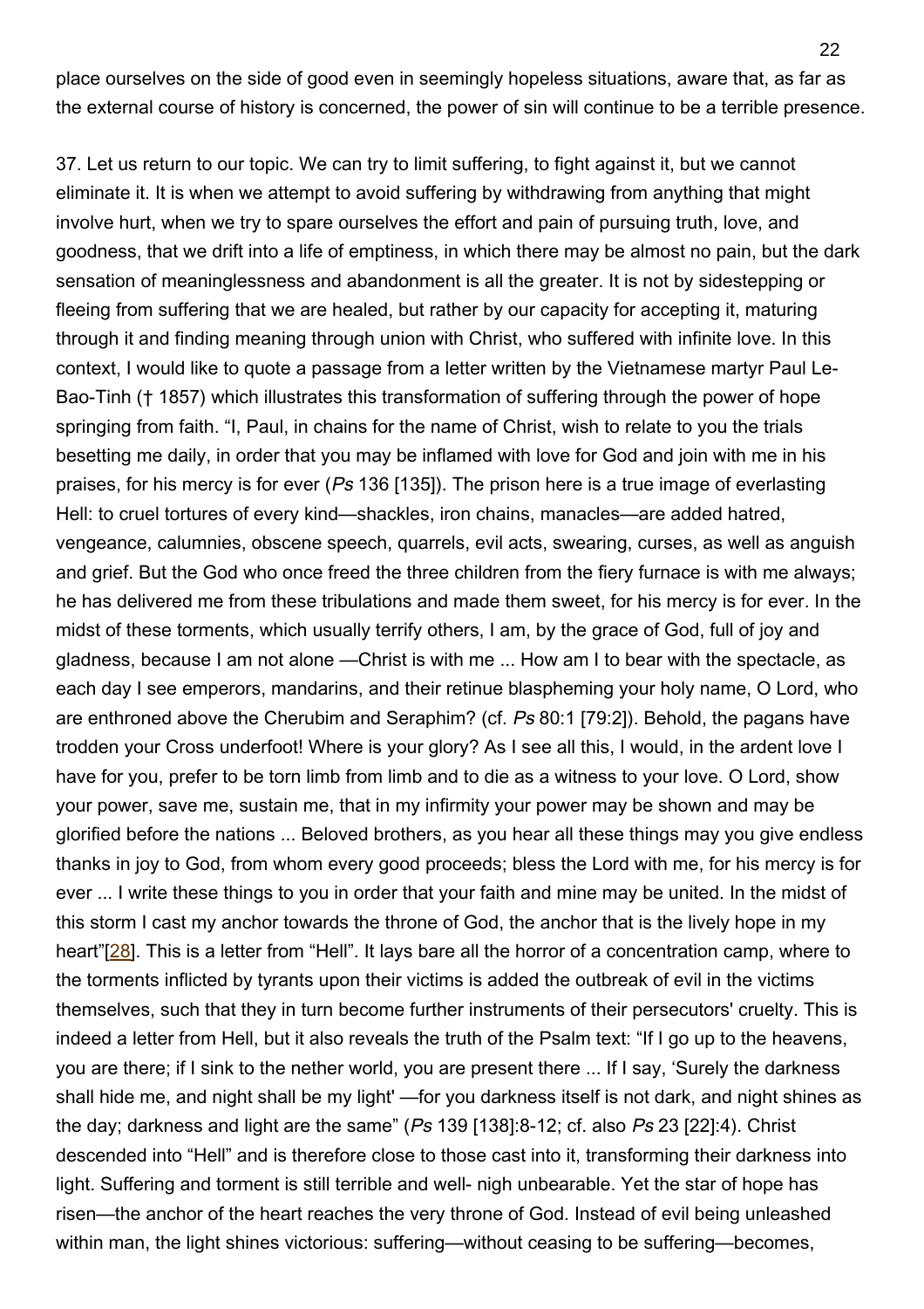place ourselves on the side of good even in seemingly hopeless situations, aware that, as far as the external course of history is concerned, the power of sin will continue to be a terrible presence.

37. Let us return to our topic. We can try to limit suffering, to fight against it, but we cannot eliminate it. It is when we attempt to avoid suffering by withdrawing from anything that might involve hurt, when we try to spare ourselves the effort and pain of pursuing truth, love, and goodness, that we drift into a life of emptiness, in which there may be almost no pain, but the dark sensation of meaninglessness and abandonment is all the greater. It is not by sidestepping or fleeing from suffering that we are healed, but rather by our capacity for accepting it, maturing through it and finding meaning through union with Christ, who suffered with infinite love. In this context, I would like to quote a passage from a letter written by the Vietnamese martyr Paul Le-Bao-Tinh († 1857) which illustrates this transformation of suffering through the power of hope springing from faith. "I, Paul, in chains for the name of Christ, wish to relate to you the trials besetting me daily, in order that you may be inflamed with love for God and join with me in his praises, for his mercy is for ever (*Ps* 136 [135]). The prison here is a true image of everlasting Hell: to cruel tortures of every kind—shackles, iron chains, manacles—are added hatred, vengeance, calumnies, obscene speech, quarrels, evil acts, swearing, curses, as well as anguish and grief. But the God who once freed the three children from the fiery furnace is with me always; he has delivered me from these tribulations and made them sweet, for his mercy is for ever. In the midst of these torments, which usually terrify others, I am, by the grace of God, full of joy and gladness, because I am not alone —Christ is with me ... How am I to bear with the spectacle, as each day I see emperors, mandarins, and their retinue blaspheming your holy name, O Lord, who are enthroned above the Cherubim and Seraphim? (cf. *Ps* 80:1 [79:2]). Behold, the pagans have trodden your Cross underfoot! Where is your glory? As I see all this, I would, in the ardent love I have for you, prefer to be torn limb from limb and to die as a witness to your love. O Lord, show your power, save me, sustain me, that in my infirmity your power may be shown and may be glorified before the nations ... Beloved brothers, as you hear all these things may you give endless thanks in joy to God, from whom every good proceeds; bless the Lord with me, for his mercy is for ever ... I write these things to you in order that your faith and mine may be united. In the midst of this storm I cast my anchor towards the throne of God, the anchor that is the lively hope in my heart"[28]. This is a letter from "Hell". It lays bare all the horror of a concentration camp, where to the torments inflicted by tyrants upon their victims is added the outbreak of evil in the victims themselves, such that they in turn become further instruments of their persecutors' cruelty. This is indeed a letter from Hell, but it also reveals the truth of the Psalm text: "If I go up to the heavens, you are there; if I sink to the nether world, you are present there ... If I say, 'Surely the darkness shall hide me, and night shall be my light' —for you darkness itself is not dark, and night shines as the day; darkness and light are the same" (*Ps* 139 [138]:8-12; cf. also *Ps* 23 [22]:4). Christ descended into "Hell" and is therefore close to those cast into it, transforming their darkness into light. Suffering and torment is still terrible and well- nigh unbearable. Yet the star of hope has risen—the anchor of the heart reaches the very throne of God. Instead of evil being unleashed within man, the light shines victorious: suffering—without ceasing to be suffering—becomes,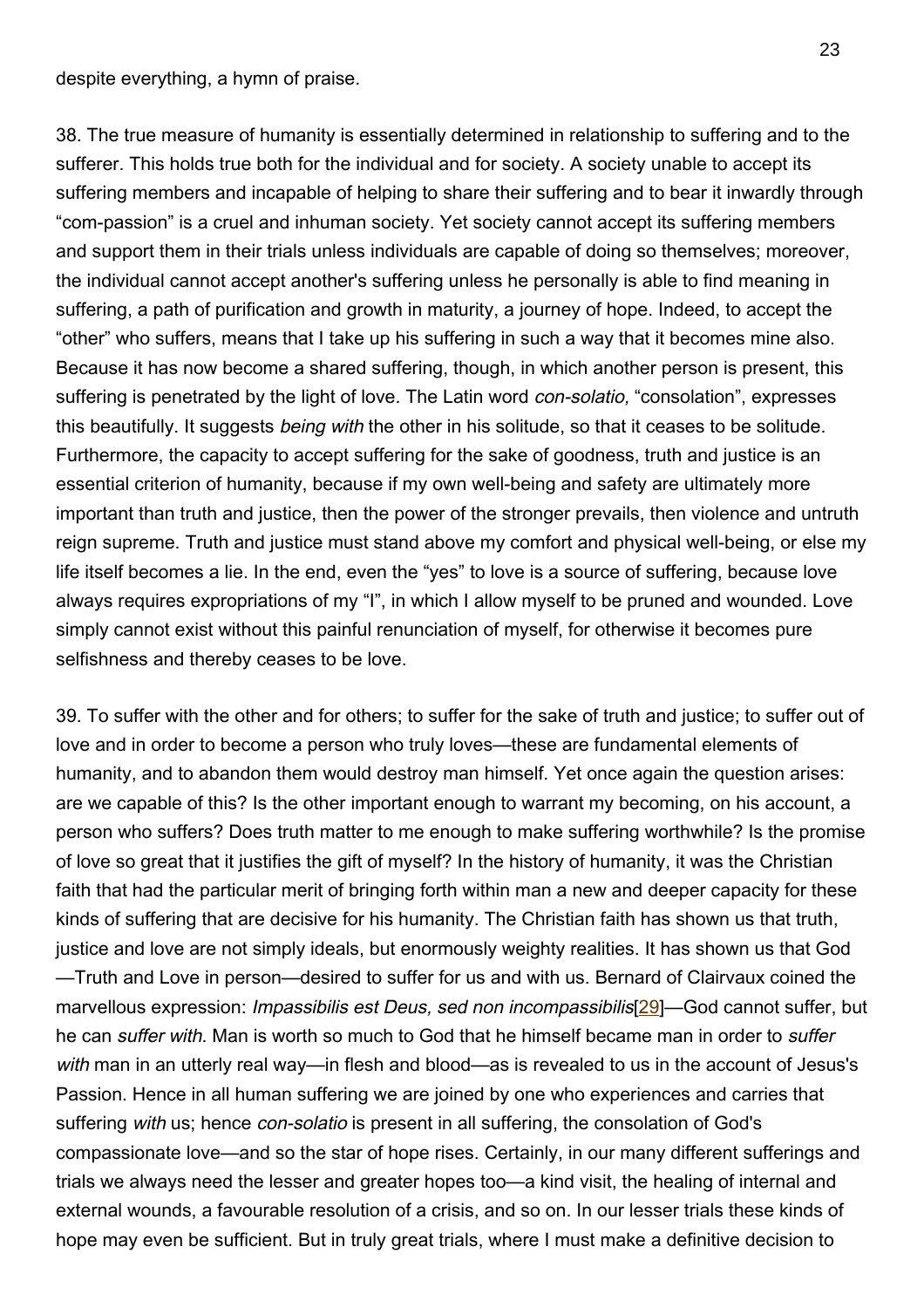despite everything, a hymn of praise.

38. The true measure of humanity is essentially determined in relationship to suffering and to the sufferer. This holds true both for the individual and for society. A society unable to accept its suffering members and incapable of helping to share their suffering and to bear it inwardly through "com-passion" is a cruel and inhuman society. Yet society cannot accept its suffering members and support them in their trials unless individuals are capable of doing so themselves; moreover, the individual cannot accept another's suffering unless he personally is able to find meaning in suffering, a path of purification and growth in maturity, a journey of hope. Indeed, to accept the "other" who suffers, means that I take up his suffering in such a way that it becomes mine also. Because it has now become a shared suffering, though, in which another person is present, this suffering is penetrated by the light of love. The Latin word *con-solatio,* "consolation", expresses this beautifully. It suggests *being with* the other in his solitude, so that it ceases to be solitude. Furthermore, the capacity to accept suffering for the sake of goodness, truth and justice is an essential criterion of humanity, because if my own well-being and safety are ultimately more important than truth and justice, then the power of the stronger prevails, then violence and untruth reign supreme. Truth and justice must stand above my comfort and physical well-being, or else my life itself becomes a lie. In the end, even the "yes" to love is a source of suffering, because love always requires expropriations of my "I", in which I allow myself to be pruned and wounded. Love simply cannot exist without this painful renunciation of myself, for otherwise it becomes pure selfishness and thereby ceases to be love.

39. To suffer with the other and for others; to suffer for the sake of truth and justice; to suffer out of love and in order to become a person who truly loves—these are fundamental elements of humanity, and to abandon them would destroy man himself. Yet once again the question arises: are we capable of this? Is the other important enough to warrant my becoming, on his account, a person who suffers? Does truth matter to me enough to make suffering worthwhile? Is the promise of love so great that it justifies the gift of myself? In the history of humanity, it was the Christian faith that had the particular merit of bringing forth within man a new and deeper capacity for these kinds of suffering that are decisive for his humanity. The Christian faith has shown us that truth, justice and love are not simply ideals, but enormously weighty realities. It has shown us that God—Truth and Love in person—desired to suffer for us and with us. Bernard of Clairvaux coined the marvellous expression: *Impassibilis est Deus, sed non incompassibilis*[29]—God cannot suffer, but he can *suffer with*. Man is worth so much to God that he himself became man in order to *suffer with* man in an utterly real way—in flesh and blood—as is revealed to us in the account of Jesus's Passion. Hence in all human suffering we are joined by one who experiences and carries that suffering *with* us; hence *con-solatio* is present in all suffering, the consolation of God's compassionate love—and so the star of hope rises. Certainly, in our many different sufferings and trials we always need the lesser and greater hopes too—a kind visit, the healing of internal and external wounds, a favourable resolution of a crisis, and so on. In our lesser trials these kinds of hope may even be sufficient. But in truly great trials, where I must make a definitive decision to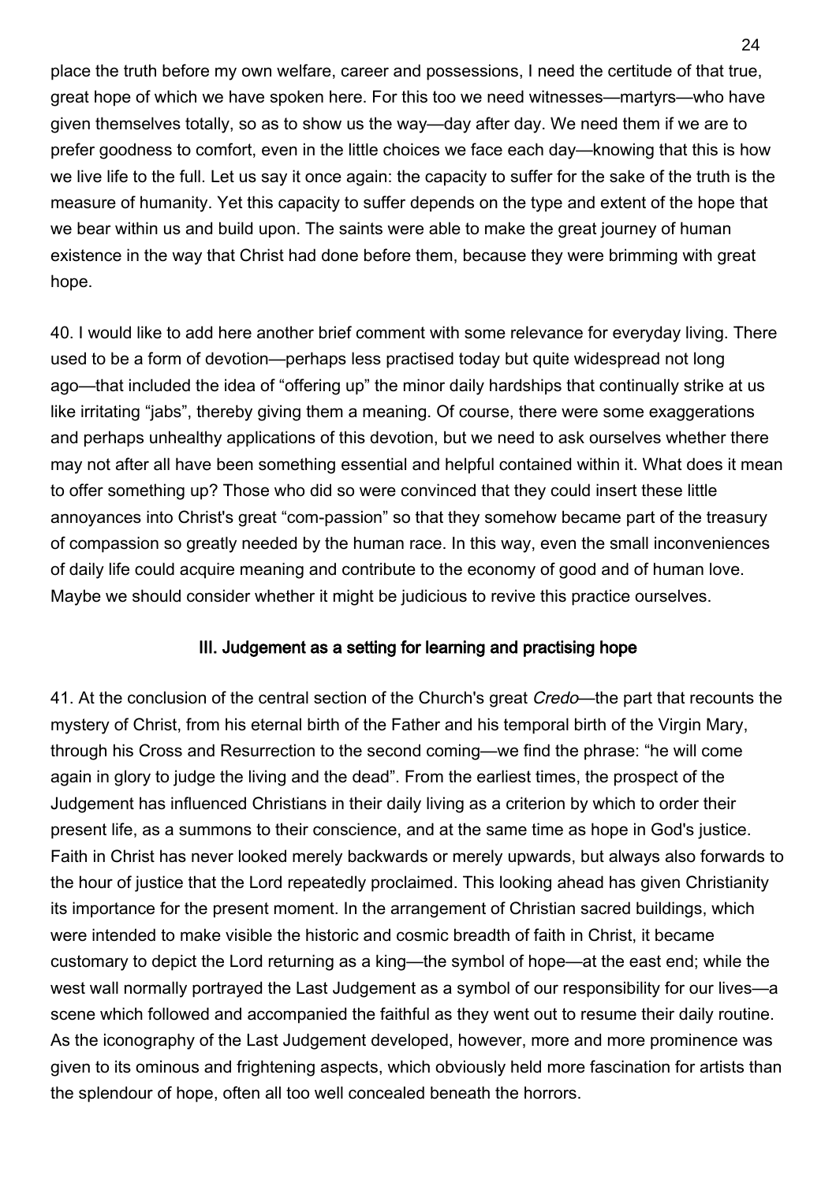place the truth before my own welfare, career and possessions, I need the certitude of that true, great hope of which we have spoken here. For this too we need witnesses—martyrs—who have given themselves totally, so as to show us the way—day after day. We need them if we are to prefer goodness to comfort, even in the little choices we face each day—knowing that this is how we live life to the full. Let us say it once again: the capacity to suffer for the sake of the truth is the measure of humanity. Yet this capacity to suffer depends on the type and extent of the hope that we bear within us and build upon. The saints were able to make the great journey of human existence in the way that Christ had done before them, because they were brimming with great hope.

40. I would like to add here another brief comment with some relevance for everyday living. There used to be a form of devotion—perhaps less practised today but quite widespread not long ago—that included the idea of "offering up" the minor daily hardships that continually strike at us like irritating "jabs", thereby giving them a meaning. Of course, there were some exaggerations and perhaps unhealthy applications of this devotion, but we need to ask ourselves whether there may not after all have been something essential and helpful contained within it. What does it mean to offer something up? Those who did so were convinced that they could insert these little annoyances into Christ's great "com-passion" so that they somehow became part of the treasury of compassion so greatly needed by the human race. In this way, even the small inconveniences of daily life could acquire meaning and contribute to the economy of good and of human love. Maybe we should consider whether it might be judicious to revive this practice ourselves.

## III. Judgement as a setting for learning and practising hope

41. At the conclusion of the central section of the Church's great *Credo*—the part that recounts the mystery of Christ, from his eternal birth of the Father and his temporal birth of the Virgin Mary, through his Cross and Resurrection to the second coming—we find the phrase: "he will come again in glory to judge the living and the dead". From the earliest times, the prospect of the Judgement has influenced Christians in their daily living as a criterion by which to order their present life, as a summons to their conscience, and at the same time as hope in God's justice. Faith in Christ has never looked merely backwards or merely upwards, but always also forwards to the hour of justice that the Lord repeatedly proclaimed. This looking ahead has given Christianity its importance for the present moment. In the arrangement of Christian sacred buildings, which were intended to make visible the historic and cosmic breadth of faith in Christ, it became customary to depict the Lord returning as a king—the symbol of hope—at the east end; while the west wall normally portrayed the Last Judgement as a symbol of our responsibility for our lives—a scene which followed and accompanied the faithful as they went out to resume their daily routine. As the iconography of the Last Judgement developed, however, more and more prominence was given to its ominous and frightening aspects, which obviously held more fascination for artists than the splendour of hope, often all too well concealed beneath the horrors.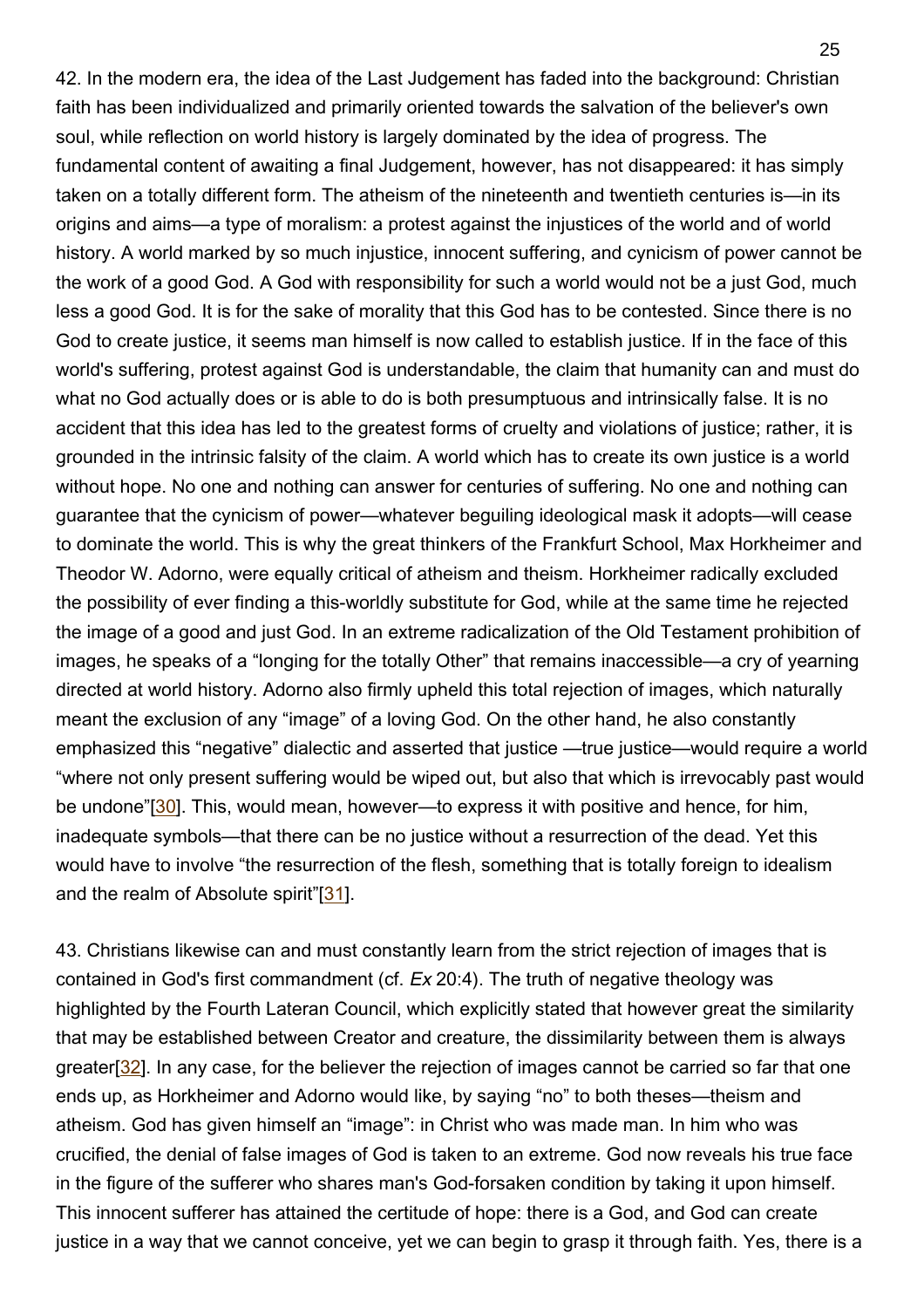42. In the modern era, the idea of the Last Judgement has faded into the background: Christian faith has been individualized and primarily oriented towards the salvation of the believer's own soul, while reflection on world history is largely dominated by the idea of progress. The fundamental content of awaiting a final Judgement, however, has not disappeared: it has simply taken on a totally different form. The atheism of the nineteenth and twentieth centuries is—in its origins and aims—a type of moralism: a protest against the injustices of the world and of world history. A world marked by so much injustice, innocent suffering, and cynicism of power cannot be the work of a good God. A God with responsibility for such a world would not be a just God, much less a good God. It is for the sake of morality that this God has to be contested. Since there is no God to create justice, it seems man himself is now called to establish justice. If in the face of this world's suffering, protest against God is understandable, the claim that humanity can and must do what no God actually does or is able to do is both presumptuous and intrinsically false. It is no accident that this idea has led to the greatest forms of cruelty and violations of justice; rather, it is grounded in the intrinsic falsity of the claim. A world which has to create its own justice is a world without hope. No one and nothing can answer for centuries of suffering. No one and nothing can guarantee that the cynicism of power—whatever beguiling ideological mask it adopts—will cease to dominate the world. This is why the great thinkers of the Frankfurt School, Max Horkheimer and Theodor W. Adorno, were equally critical of atheism and theism. Horkheimer radically excluded the possibility of ever finding a this-worldly substitute for God, while at the same time he rejected the image of a good and just God. In an extreme radicalization of the Old Testament prohibition of images, he speaks of a "longing for the totally Other" that remains inaccessible—a cry of yearning directed at world history. Adorno also firmly upheld this total rejection of images, which naturally meant the exclusion of any "image" of a loving God. On the other hand, he also constantly emphasized this "negative" dialectic and asserted that justice —true justice—would require a world "where not only present suffering would be wiped out, but also that which is irrevocably past would be undone"[30]. This, would mean, however—to express it with positive and hence, for him, inadequate symbols—that there can be no justice without a resurrection of the dead. Yet this would have to involve "the resurrection of the flesh, something that is totally foreign to idealism and the realm of Absolute spirit"[31].

43. Christians likewise can and must constantly learn from the strict rejection of images that is contained in God's first commandment (cf. *Ex* 20:4). The truth of negative theology was highlighted by the Fourth Lateran Council, which explicitly stated that however great the similarity that may be established between Creator and creature, the dissimilarity between them is always greater[32]. In any case, for the believer the rejection of images cannot be carried so far that one ends up, as Horkheimer and Adorno would like, by saying "no" to both theses—theism and atheism. God has given himself an "image": in Christ who was made man. In him who was crucified, the denial of false images of God is taken to an extreme. God now reveals his true face in the figure of the sufferer who shares man's God-forsaken condition by taking it upon himself. This innocent sufferer has attained the certitude of hope: there is a God, and God can create justice in a way that we cannot conceive, yet we can begin to grasp it through faith. Yes, there is a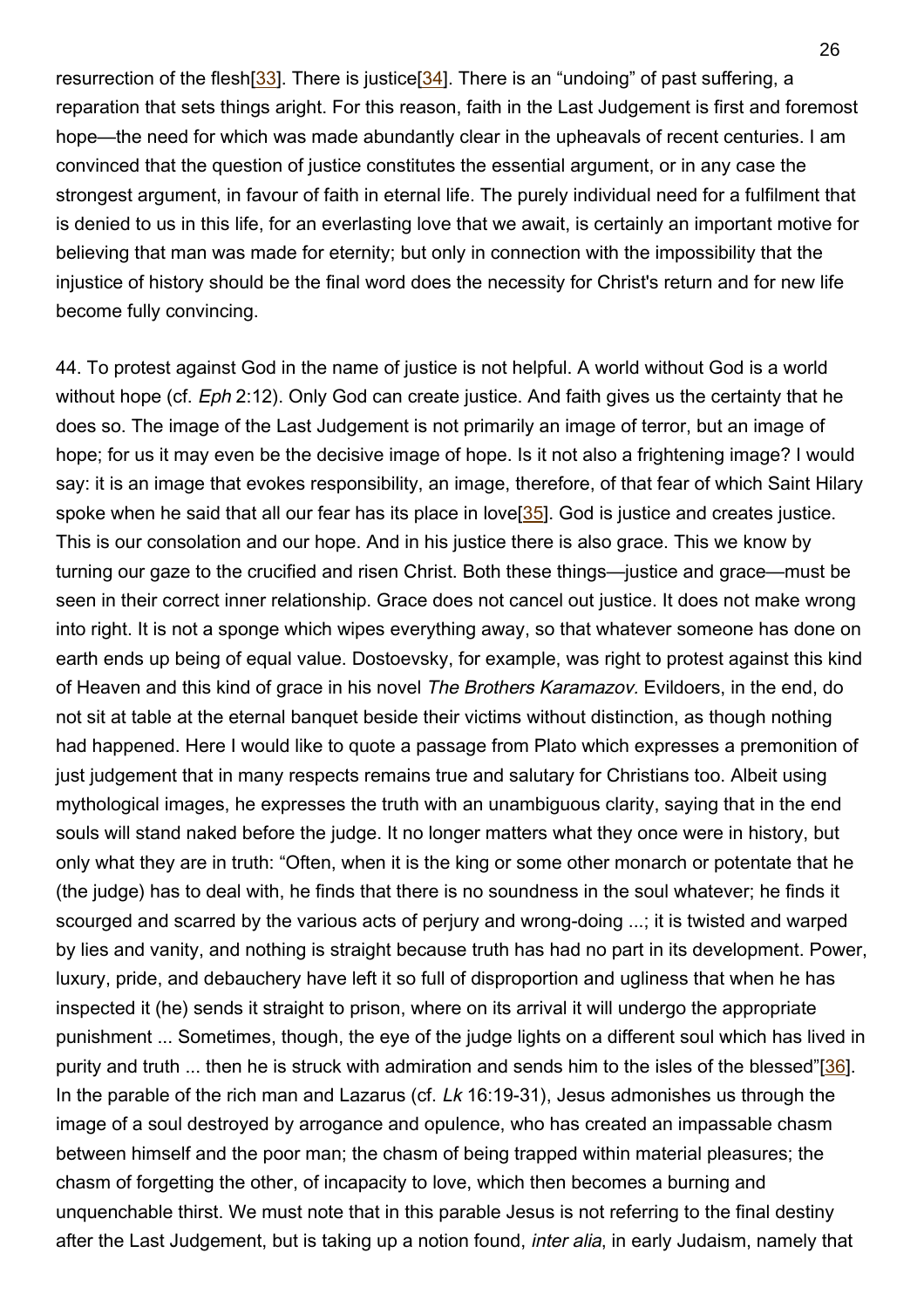resurrection of the flesh[33]. There is justice[34]. There is an "undoing" of past suffering, a reparation that sets things aright. For this reason, faith in the Last Judgement is first and foremost hope—the need for which was made abundantly clear in the upheavals of recent centuries. I am convinced that the question of justice constitutes the essential argument, or in any case the strongest argument, in favour of faith in eternal life. The purely individual need for a fulfilment that is denied to us in this life, for an everlasting love that we await, is certainly an important motive for believing that man was made for eternity; but only in connection with the impossibility that the injustice of history should be the final word does the necessity for Christ's return and for new life become fully convincing.

44. To protest against God in the name of justice is not helpful. A world without God is a world without hope (cf. *Eph* 2:12). Only God can create justice. And faith gives us the certainty that he does so. The image of the Last Judgement is not primarily an image of terror, but an image of hope; for us it may even be the decisive image of hope. Is it not also a frightening image? I would say: it is an image that evokes responsibility, an image, therefore, of that fear of which Saint Hilary spoke when he said that all our fear has its place in love[35]. God is justice and creates justice. This is our consolation and our hope. And in his justice there is also grace. This we know by turning our gaze to the crucified and risen Christ. Both these things—justice and grace—must be seen in their correct inner relationship. Grace does not cancel out justice. It does not make wrong into right. It is not a sponge which wipes everything away, so that whatever someone has done on earth ends up being of equal value. Dostoevsky, for example, was right to protest against this kind of Heaven and this kind of grace in his novel *The Brothers Karamazov.* Evildoers, in the end, do not sit at table at the eternal banquet beside their victims without distinction, as though nothing had happened. Here I would like to quote a passage from Plato which expresses a premonition of just judgement that in many respects remains true and salutary for Christians too. Albeit using mythological images, he expresses the truth with an unambiguous clarity, saying that in the end souls will stand naked before the judge. It no longer matters what they once were in history, but only what they are in truth: "Often, when it is the king or some other monarch or potentate that he (the judge) has to deal with, he finds that there is no soundness in the soul whatever; he finds it scourged and scarred by the various acts of perjury and wrong-doing ...; it is twisted and warped by lies and vanity, and nothing is straight because truth has had no part in its development. Power, luxury, pride, and debauchery have left it so full of disproportion and ugliness that when he has inspected it (he) sends it straight to prison, where on its arrival it will undergo the appropriate punishment ... Sometimes, though, the eye of the judge lights on a different soul which has lived in purity and truth ... then he is struck with admiration and sends him to the isles of the blessed"[36]. In the parable of the rich man and Lazarus (cf. *Lk* 16:19-31), Jesus admonishes us through the image of a soul destroyed by arrogance and opulence, who has created an impassable chasm between himself and the poor man; the chasm of being trapped within material pleasures; the chasm of forgetting the other, of incapacity to love, which then becomes a burning and unquenchable thirst. We must note that in this parable Jesus is not referring to the final destiny after the Last Judgement, but is taking up a notion found, *inter alia*, in early Judaism, namely that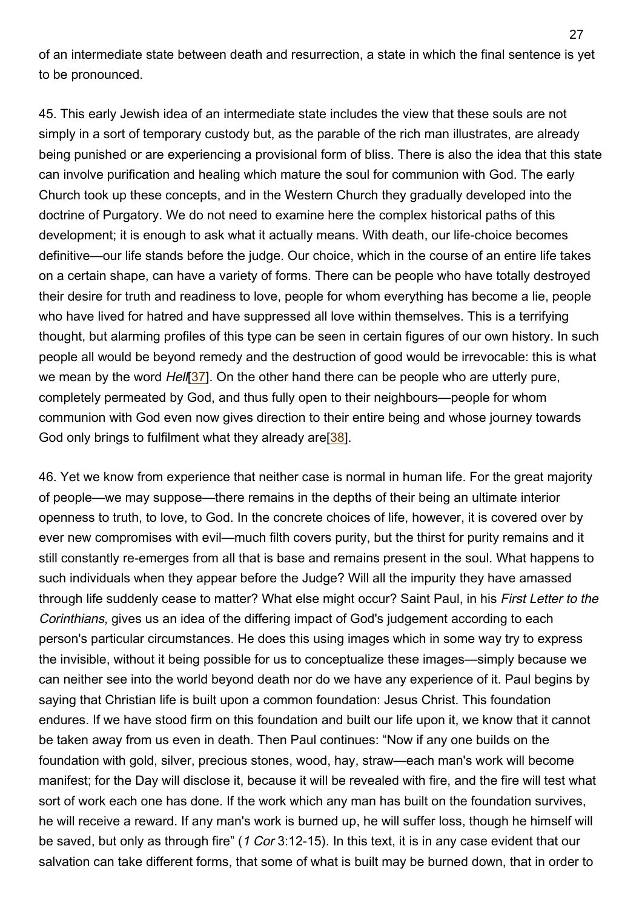of an intermediate state between death and resurrection, a state in which the final sentence is yet to be pronounced.

45. This early Jewish idea of an intermediate state includes the view that these souls are not simply in a sort of temporary custody but, as the parable of the rich man illustrates, are already being punished or are experiencing a provisional form of bliss. There is also the idea that this state can involve purification and healing which mature the soul for communion with God. The early Church took up these concepts, and in the Western Church they gradually developed into the doctrine of Purgatory. We do not need to examine here the complex historical paths of this development; it is enough to ask what it actually means. With death, our life-choice becomes definitive—our life stands before the judge. Our choice, which in the course of an entire life takes on a certain shape, can have a variety of forms. There can be people who have totally destroyed their desire for truth and readiness to love, people for whom everything has become a lie, people who have lived for hatred and have suppressed all love within themselves. This is a terrifying thought, but alarming profiles of this type can be seen in certain figures of our own history. In such people all would be beyond remedy and the destruction of good would be irrevocable: this is what we mean by the word *Hell*[37]. On the other hand there can be people who are utterly pure, completely permeated by God, and thus fully open to their neighbours—people for whom communion with God even now gives direction to their entire being and whose journey towards God only brings to fulfilment what they already are[38].

46. Yet we know from experience that neither case is normal in human life. For the great majority of people—we may suppose—there remains in the depths of their being an ultimate interior openness to truth, to love, to God. In the concrete choices of life, however, it is covered over by ever new compromises with evil—much filth covers purity, but the thirst for purity remains and it still constantly re-emerges from all that is base and remains present in the soul. What happens to such individuals when they appear before the Judge? Will all the impurity they have amassed through life suddenly cease to matter? What else might occur? Saint Paul, in his *First Letter to the Corinthians*, gives us an idea of the differing impact of God's judgement according to each person's particular circumstances. He does this using images which in some way try to express the invisible, without it being possible for us to conceptualize these images—simply because we can neither see into the world beyond death nor do we have any experience of it. Paul begins by saying that Christian life is built upon a common foundation: Jesus Christ. This foundation endures. If we have stood firm on this foundation and built our life upon it, we know that it cannot be taken away from us even in death. Then Paul continues: "Now if any one builds on the foundation with gold, silver, precious stones, wood, hay, straw—each man's work will become manifest; for the Day will disclose it, because it will be revealed with fire, and the fire will test what sort of work each one has done. If the work which any man has built on the foundation survives, he will receive a reward. If any man's work is burned up, he will suffer loss, though he himself will be saved, but only as through fire" (*1 Cor* 3:12-15). In this text, it is in any case evident that our salvation can take different forms, that some of what is built may be burned down, that in order to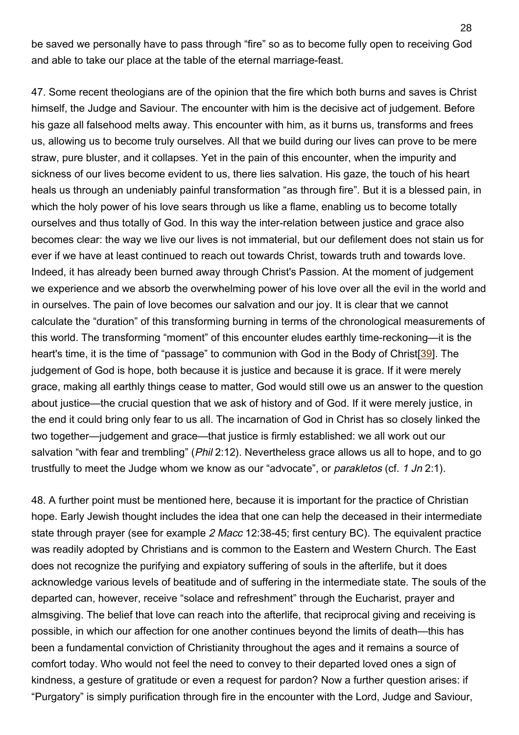be saved we personally have to pass through "fire" so as to become fully open to receiving God and able to take our place at the table of the eternal marriage-feast.

47. Some recent theologians are of the opinion that the fire which both burns and saves is Christ himself, the Judge and Saviour. The encounter with him is the decisive act of judgement. Before his gaze all falsehood melts away. This encounter with him, as it burns us, transforms and frees us, allowing us to become truly ourselves. All that we build during our lives can prove to be mere straw, pure bluster, and it collapses. Yet in the pain of this encounter, when the impurity and sickness of our lives become evident to us, there lies salvation. His gaze, the touch of his heart heals us through an undeniably painful transformation "as through fire". But it is a blessed pain, in which the holy power of his love sears through us like a flame, enabling us to become totally ourselves and thus totally of God. In this way the inter-relation between justice and grace also becomes clear: the way we live our lives is not immaterial, but our defilement does not stain us for ever if we have at least continued to reach out towards Christ, towards truth and towards love. Indeed, it has already been burned away through Christ's Passion. At the moment of judgement we experience and we absorb the overwhelming power of his love over all the evil in the world and in ourselves. The pain of love becomes our salvation and our joy. It is clear that we cannot calculate the "duration" of this transforming burning in terms of the chronological measurements of this world. The transforming "moment" of this encounter eludes earthly time-reckoning—it is the heart's time, it is the time of "passage" to communion with God in the Body of Christ[39]. The judgement of God is hope, both because it is justice and because it is grace. If it were merely grace, making all earthly things cease to matter, God would still owe us an answer to the question about justice—the crucial question that we ask of history and of God. If it were merely justice, in the end it could bring only fear to us all. The incarnation of God in Christ has so closely linked the two together—judgement and grace—that justice is firmly established: we all work out our salvation "with fear and trembling" (*Phil* 2:12). Nevertheless grace allows us all to hope, and to go trustfully to meet the Judge whom we know as our "advocate", or *parakletos* (cf. *1 Jn* 2:1).

48. A further point must be mentioned here, because it is important for the practice of Christian hope. Early Jewish thought includes the idea that one can help the deceased in their intermediate state through prayer (see for example *2 Macc* 12:38-45; first century BC). The equivalent practice was readily adopted by Christians and is common to the Eastern and Western Church. The East does not recognize the purifying and expiatory suffering of souls in the afterlife, but it does acknowledge various levels of beatitude and of suffering in the intermediate state. The souls of the departed can, however, receive "solace and refreshment" through the Eucharist, prayer and almsgiving. The belief that love can reach into the afterlife, that reciprocal giving and receiving is possible, in which our affection for one another continues beyond the limits of death—this has been a fundamental conviction of Christianity throughout the ages and it remains a source of comfort today. Who would not feel the need to convey to their departed loved ones a sign of kindness, a gesture of gratitude or even a request for pardon? Now a further question arises: if "Purgatory" is simply purification through fire in the encounter with the Lord, Judge and Saviour,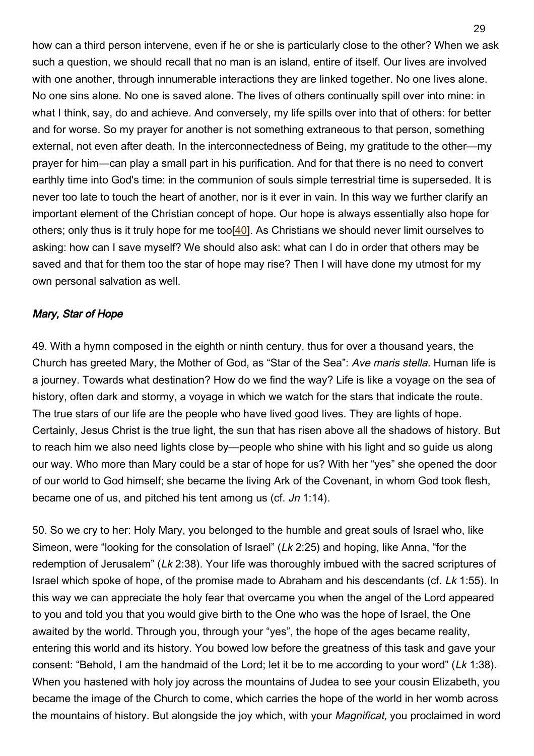how can a third person intervene, even if he or she is particularly close to the other? When we ask such a question, we should recall that no man is an island, entire of itself. Our lives are involved with one another, through innumerable interactions they are linked together. No one lives alone. No one sins alone. No one is saved alone. The lives of others continually spill over into mine: in what I think, say, do and achieve. And conversely, my life spills over into that of others: for better and for worse. So my prayer for another is not something extraneous to that person, something external, not even after death. In the interconnectedness of Being, my gratitude to the other—my prayer for him—can play a small part in his purification. And for that there is no need to convert earthly time into God's time: in the communion of souls simple terrestrial time is superseded. It is never too late to touch the heart of another, nor is it ever in vain. In this way we further clarify an important element of the Christian concept of hope. Our hope is always essentially also hope for others; only thus is it truly hope for me too[40]. As Christians we should never limit ourselves to asking: how can I save myself? We should also ask: what can I do in order that others may be saved and that for them too the star of hope may rise? Then I will have done my utmost for my own personal salvation as well.

### *Mary, Star of Hope*

49. With a hymn composed in the eighth or ninth century, thus for over a thousand years, the Church has greeted Mary, the Mother of God, as "Star of the Sea": *Ave maris stella*. Human life is a journey. Towards what destination? How do we find the way? Life is like a voyage on the sea of history, often dark and stormy, a voyage in which we watch for the stars that indicate the route. The true stars of our life are the people who have lived good lives. They are lights of hope. Certainly, Jesus Christ is the true light, the sun that has risen above all the shadows of history. But to reach him we also need lights close by—people who shine with his light and so guide us along our way. Who more than Mary could be a star of hope for us? With her "yes" she opened the door of our world to God himself; she became the living Ark of the Covenant, in whom God took flesh, became one of us, and pitched his tent among us (cf. *Jn* 1:14).

50. So we cry to her: Holy Mary, you belonged to the humble and great souls of Israel who, like Simeon, were "looking for the consolation of Israel" (*Lk* 2:25) and hoping, like Anna, "for the redemption of Jerusalem" (*Lk* 2:38). Your life was thoroughly imbued with the sacred scriptures of Israel which spoke of hope, of the promise made to Abraham and his descendants (cf. *Lk* 1:55). In this way we can appreciate the holy fear that overcame you when the angel of the Lord appeared to you and told you that you would give birth to the One who was the hope of Israel, the One awaited by the world. Through you, through your "yes", the hope of the ages became reality, entering this world and its history. You bowed low before the greatness of this task and gave your consent: "Behold, I am the handmaid of the Lord; let it be to me according to your word" (*Lk* 1:38). When you hastened with holy joy across the mountains of Judea to see your cousin Elizabeth, you became the image of the Church to come, which carries the hope of the world in her womb across the mountains of history. But alongside the joy which, with your *Magnificat,* you proclaimed in word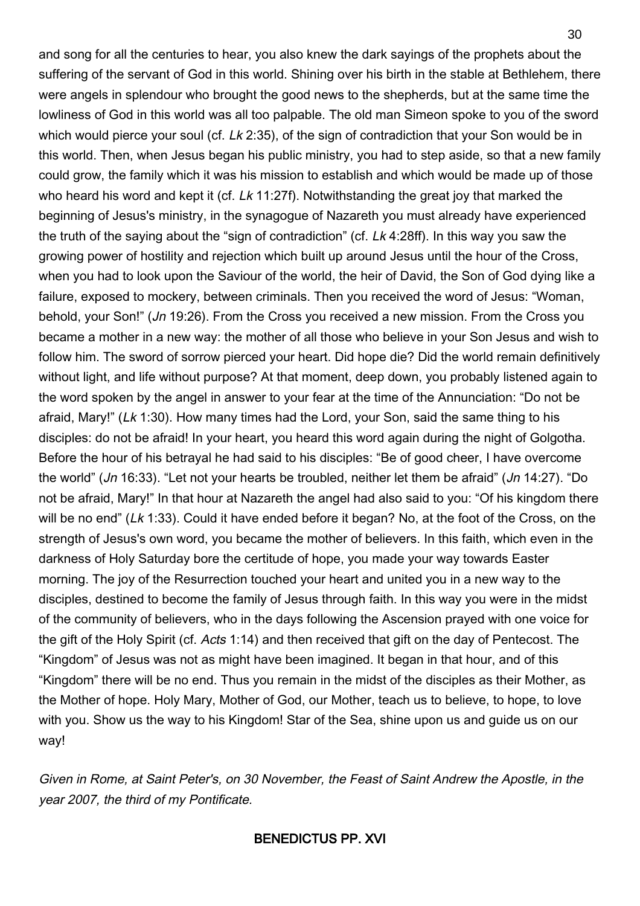and song for all the centuries to hear, you also knew the dark sayings of the prophets about the suffering of the servant of God in this world. Shining over his birth in the stable at Bethlehem, there were angels in splendour who brought the good news to the shepherds, but at the same time the lowliness of God in this world was all too palpable. The old man Simeon spoke to you of the sword which would pierce your soul (cf. *Lk* 2:35), of the sign of contradiction that your Son would be in this world. Then, when Jesus began his public ministry, you had to step aside, so that a new family could grow, the family which it was his mission to establish and which would be made up of those who heard his word and kept it (cf. *Lk* 11:27f). Notwithstanding the great joy that marked the beginning of Jesus's ministry, in the synagogue of Nazareth you must already have experienced the truth of the saying about the "sign of contradiction" (cf. *Lk* 4:28ff). In this way you saw the growing power of hostility and rejection which built up around Jesus until the hour of the Cross, when you had to look upon the Saviour of the world, the heir of David, the Son of God dying like a failure, exposed to mockery, between criminals. Then you received the word of Jesus: "Woman, behold, your Son!" (*Jn* 19:26). From the Cross you received a new mission. From the Cross you became a mother in a new way: the mother of all those who believe in your Son Jesus and wish to follow him. The sword of sorrow pierced your heart. Did hope die? Did the world remain definitively without light, and life without purpose? At that moment, deep down, you probably listened again to the word spoken by the angel in answer to your fear at the time of the Annunciation: "Do not be afraid, Mary!" (*Lk* 1:30). How many times had the Lord, your Son, said the same thing to his disciples: do not be afraid! In your heart, you heard this word again during the night of Golgotha. Before the hour of his betrayal he had said to his disciples: "Be of good cheer, I have overcome the world" (*Jn* 16:33). "Let not your hearts be troubled, neither let them be afraid" (*Jn* 14:27). "Do not be afraid, Mary!" In that hour at Nazareth the angel had also said to you: "Of his kingdom there will be no end" (*Lk* 1:33). Could it have ended before it began? No, at the foot of the Cross, on the strength of Jesus's own word, you became the mother of believers. In this faith, which even in the darkness of Holy Saturday bore the certitude of hope, you made your way towards Easter morning. The joy of the Resurrection touched your heart and united you in a new way to the disciples, destined to become the family of Jesus through faith. In this way you were in the midst of the community of believers, who in the days following the Ascension prayed with one voice for the gift of the Holy Spirit (cf. *Acts* 1:14) and then received that gift on the day of Pentecost. The "Kingdom" of Jesus was not as might have been imagined. It began in that hour, and of this "Kingdom" there will be no end. Thus you remain in the midst of the disciples as their Mother, as the Mother of hope. Holy Mary, Mother of God, our Mother, teach us to believe, to hope, to love with you. Show us the way to his Kingdom! Star of the Sea, shine upon us and guide us on our way!

*Given in Rome, at Saint Peter's, on 30 November, the Feast of Saint Andrew the Apostle, in the year 2007, the third of my Pontificate.*

**BENEDICTUS PP. XVI**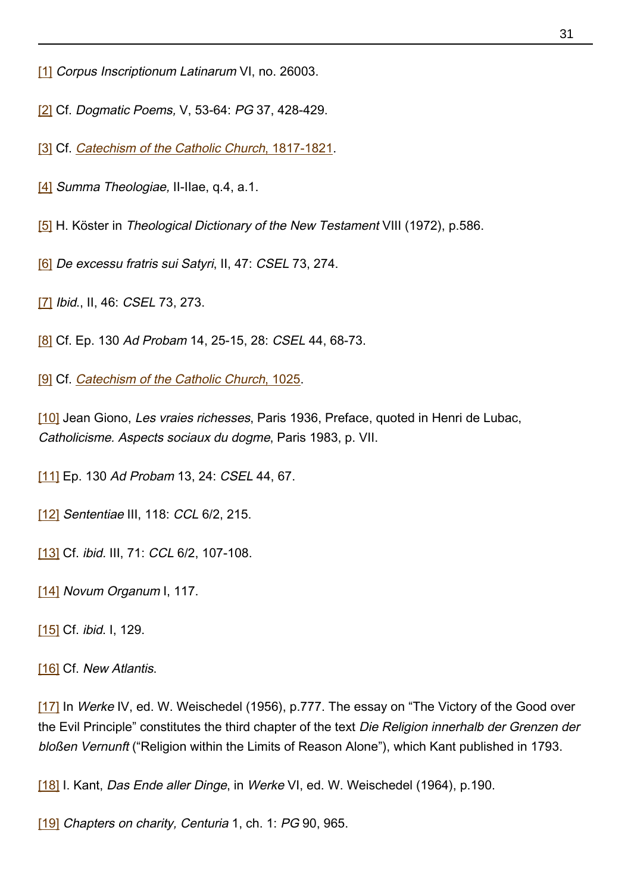[1] *Corpus Inscriptionum Latinarum* VI, no. 26003.

[2] Cf. *Dogmatic Poems,* V, 53-64: *PG* 37, 428-429.

[3] Cf. *Catechism of the Catholic Church*, 1817-1821.

[4] *Summa Theologiae,* II-IIae, q.4, a.1.

[5] H. Köster in *Theological Dictionary of the New Testament* VIII (1972), p.586.

[6] *De excessu fratris sui Satyri*, II, 47: *CSEL* 73, 274.

[7] *Ibid.*, II, 46: *CSEL* 73, 273.

[8] Cf. Ep. 130 *Ad Probam* 14, 25-15, 28: *CSEL* 44, 68-73.

[9] Cf. *Catechism of the Catholic Church*, 1025.

[10] Jean Giono, *Les vraies richesses*, Paris 1936, Preface, quoted in Henri de Lubac, *Catholicisme. Aspects sociaux du dogme*, Paris 1983, p. VII.

[11] Ep. 130 *Ad Probam* 13, 24: *CSEL* 44, 67.

[12] *Sententiae* III, 118: *CCL* 6/2, 215.

[13] Cf. *ibid.* III, 71: *CCL* 6/2, 107-108.

[14] *Novum Organum* I, 117.

[15] Cf. *ibid.* I, 129.

[16] Cf. *New Atlantis*.

[17] In *Werke* IV, ed. W. Weischedel (1956), p.777. The essay on "The Victory of the Good over the Evil Principle" constitutes the third chapter of the text *Die Religion innerhalb der Grenzen der bloßen Vernunft* ("Religion within the Limits of Reason Alone"), which Kant published in 1793.

[18] I. Kant, *Das Ende aller Dinge*, in *Werke* VI, ed. W. Weischedel (1964), p.190.

[19] *Chapters on charity, Centuria* 1, ch. 1: *PG* 90, 965.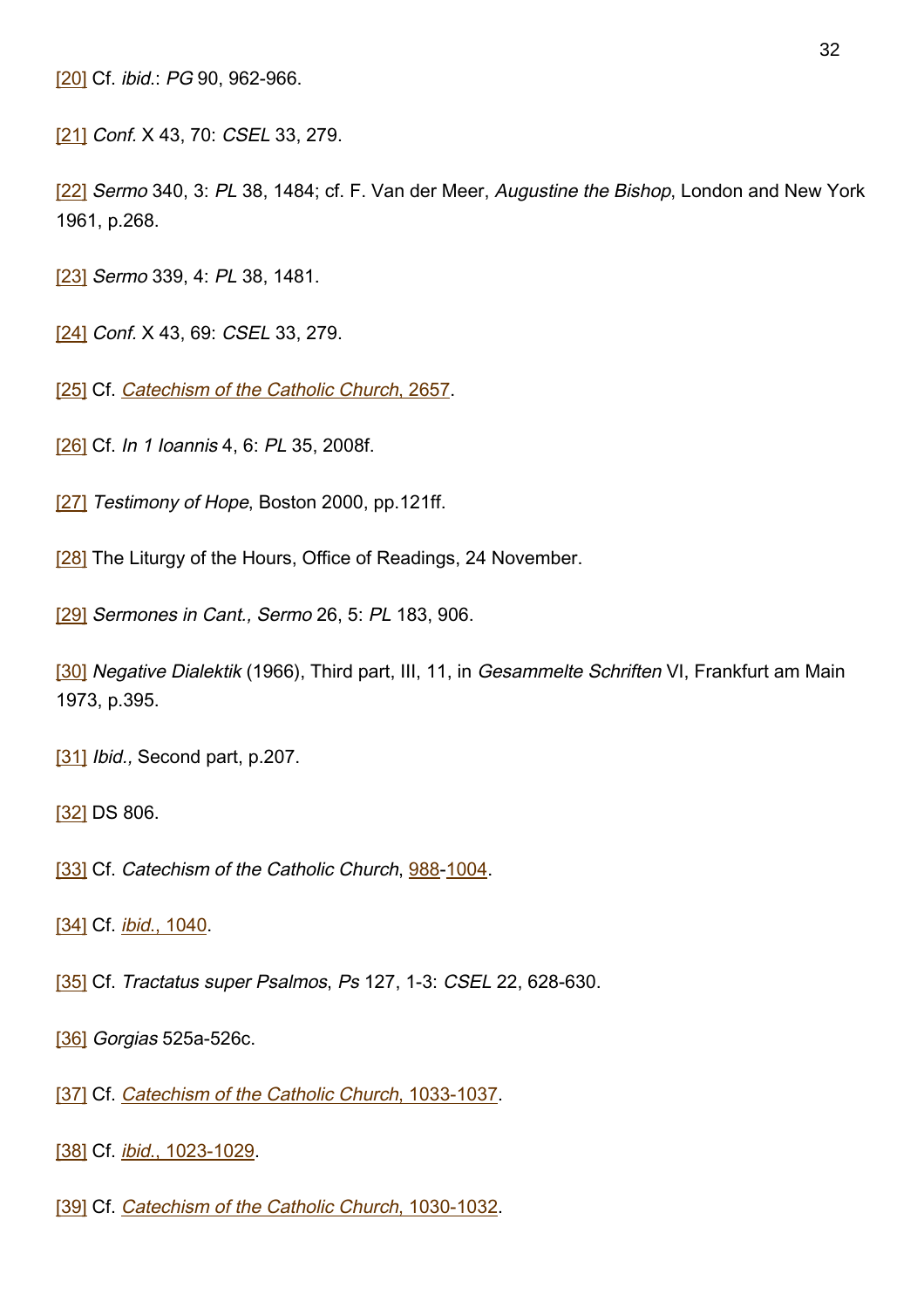[20] Cf. *ibid.*: *PG* 90, 962-966.

[21] *Conf.* X 43, 70: *CSEL* 33, 279.

[22] *Sermo* 340, 3: *PL* 38, 1484; cf. F. Van der Meer, *Augustine the Bishop*, London and New York 1961, p.268.

[23] *Sermo* 339, 4: *PL* 38, 1481.

[24] *Conf.* X 43, 69: *CSEL* 33, 279.

[25] Cf. *Catechism of the Catholic Church*, 2657.

[26] Cf. *In 1 Ioannis* 4, 6: *PL* 35, 2008f.

[27] *Testimony of Hope*, Boston 2000, pp.121ff.

[28] The Liturgy of the Hours, Office of Readings, 24 November.

[29] *Sermones in Cant., Sermo* 26, 5: *PL* 183, 906.

[30] *Negative Dialektik* (1966), Third part, III, 11, in *Gesammelte Schriften* VI, Frankfurt am Main 1973, p.395.

[31] *Ibid.,* Second part, p.207.

[32] DS 806.

[33] Cf. *Catechism of the Catholic Church*, 988-1004.

[34] Cf. *ibid.*, 1040.

[35] Cf. *Tractatus super Psalmos*, *Ps* 127, 1-3: *CSEL* 22, 628-630.

[36] *Gorgias* 525a-526c.

[37] Cf. *Catechism of the Catholic Church*, 1033-1037.

[38] Cf. *ibid.*, 1023-1029.

[39] Cf. *Catechism of the Catholic Church*, 1030-1032.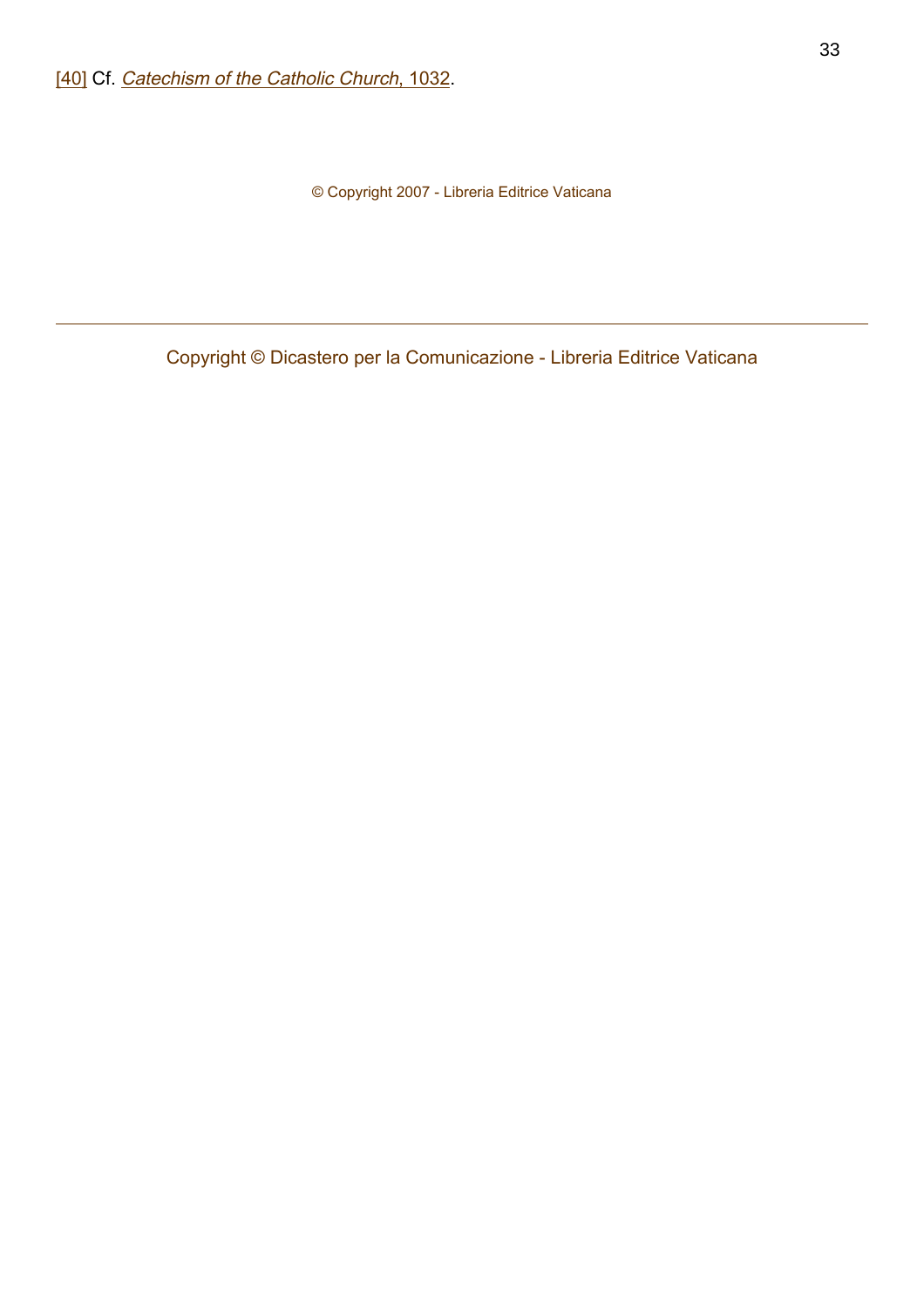[40] Cf. *Catechism of the Catholic Church*, 1032.

© Copyright 2007 - Libreria Editrice Vaticana

---

Copyright © Dicastero per la Comunicazione - Libreria Editrice Vaticana